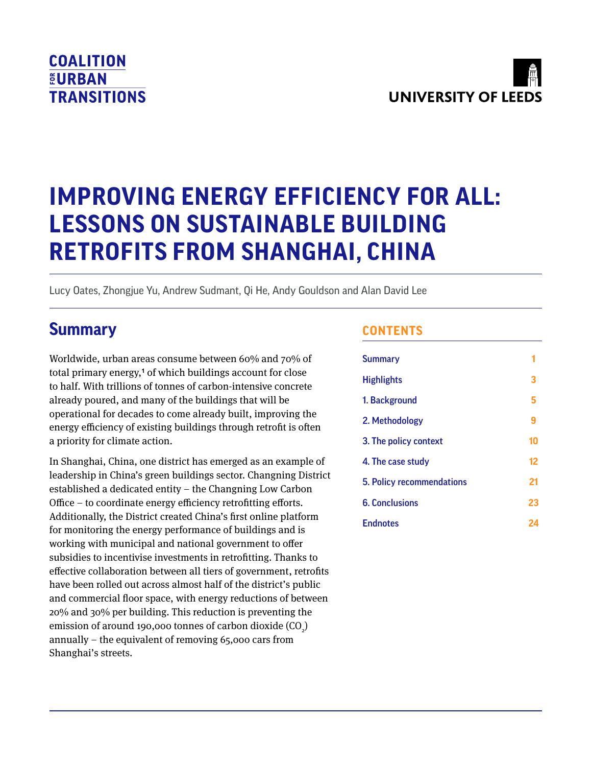COALITION FOR URBAN TRANSITIONS

UNIVERSITY OF LEEDS

# IMPROVING ENERGY EFFICIENCY FOR ALL: LESSONS ON SUSTAINABLE BUILDING RETROFITS FROM SHANGHAI, CHINA

Lucy Oates, Zhongjue Yu, Andrew Sudmant, Qi He, Andy Gouldson and Alan David Lee

## Summary

Worldwide, urban areas consume between 60% and 70% of total primary energy,[1] of which buildings account for close to half. With trillions of tonnes of carbon-intensive concrete already poured, and many of the buildings that will be operational for decades to come already built, improving the energy efficiency of existing buildings through retrofit is often a priority for climate action.

In Shanghai, China, one district has emerged as an example of leadership in China's green buildings sector. Changning District established a dedicated entity – the Changning Low Carbon Office – to coordinate energy efficiency retrofitting efforts. Additionally, the District created China's first online platform for monitoring the energy performance of buildings and is working with municipal and national government to offer subsidies to incentivise investments in retrofitting. Thanks to effective collaboration between all tiers of government, retrofits have been rolled out across almost half of the district's public and commercial floor space, with energy reductions of between 20% and 30% per building. This reduction is preventing the emission of around 190,000 tonnes of carbon dioxide ($CO_2$) annually – the equivalent of removing 65,000 cars from Shanghai's streets.

## CONTENTS

| | |
|---|---|
| Summary | 1 |
| Highlights | 3 |
| 1. Background | 5 |
| 2. Methodology | 9 |
| 3. The policy context | 10 |
| 4. The case study | 12 |
| 5. Policy recommendations | 21 |
| 6. Conclusions | 23 |
| Endnotes | 24 |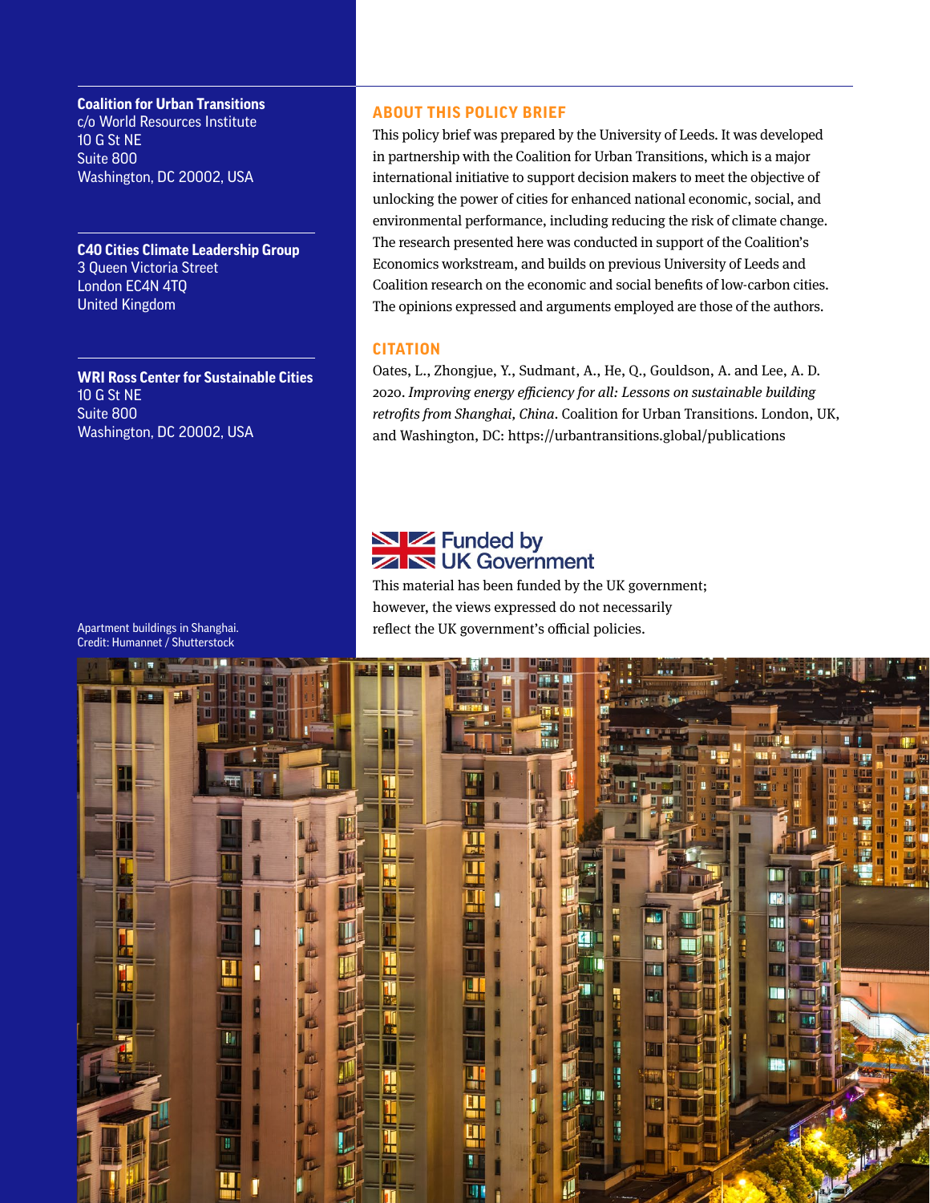**Coalition for Urban Transitions**
c/o World Resources Institute
10 G St NE
Suite 800
Washington, DC 20002, USA

**C40 Cities Climate Leadership Group**
3 Queen Victoria Street
London EC4N 4TQ
United Kingdom

**WRI Ross Center for Sustainable Cities**
10 G St NE
Suite 800
Washington, DC 20002, USA

## ABOUT THIS POLICY BRIEF

This policy brief was prepared by the University of Leeds. It was developed in partnership with the Coalition for Urban Transitions, which is a major international initiative to support decision makers to meet the objective of unlocking the power of cities for enhanced national economic, social, and environmental performance, including reducing the risk of climate change. The research presented here was conducted in support of the Coalition's Economics workstream, and builds on previous University of Leeds and Coalition research on the economic and social benefits of low-carbon cities. The opinions expressed and arguments employed are those of the authors.

## CITATION

Oates, L., Zhongjue, Y., Sudmant, A., He, Q., Gouldson, A. and Lee, A. D. 2020. *Improving energy efficiency for all: Lessons on sustainable building retrofits from Shanghai, China*. Coalition for Urban Transitions. London, UK, and Washington, DC: https://urbantransitions.global/publications

Funded by UK Government

This material has been funded by the UK government; however, the views expressed do not necessarily reflect the UK government's official policies.

Apartment buildings in Shanghai.
Credit: Humannet / Shutterstock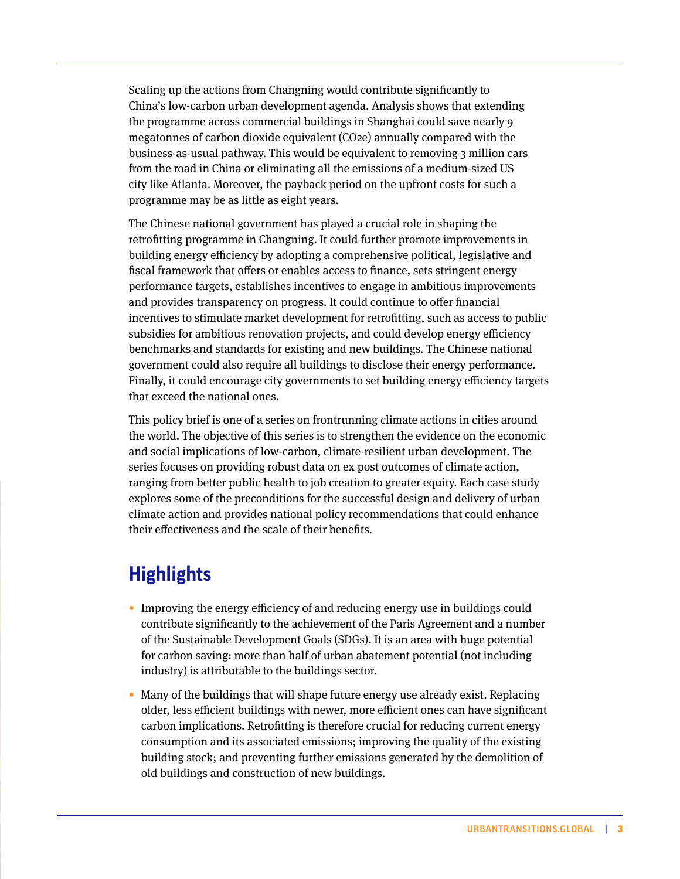Scaling up the actions from Changning would contribute significantly to China's low-carbon urban development agenda. Analysis shows that extending the programme across commercial buildings in Shanghai could save nearly 9 megatonnes of carbon dioxide equivalent ($CO_2e$) annually compared with the business-as-usual pathway. This would be equivalent to removing 3 million cars from the road in China or eliminating all the emissions of a medium-sized US city like Atlanta. Moreover, the payback period on the upfront costs for such a programme may be as little as eight years.

The Chinese national government has played a crucial role in shaping the retrofitting programme in Changning. It could further promote improvements in building energy efficiency by adopting a comprehensive political, legislative and fiscal framework that offers or enables access to finance, sets stringent energy performance targets, establishes incentives to engage in ambitious improvements and provides transparency on progress. It could continue to offer financial incentives to stimulate market development for retrofitting, such as access to public subsidies for ambitious renovation projects, and could develop energy efficiency benchmarks and standards for existing and new buildings. The Chinese national government could also require all buildings to disclose their energy performance. Finally, it could encourage city governments to set building energy efficiency targets that exceed the national ones.

This policy brief is one of a series on frontrunning climate actions in cities around the world. The objective of this series is to strengthen the evidence on the economic and social implications of low-carbon, climate-resilient urban development. The series focuses on providing robust data on ex post outcomes of climate action, ranging from better public health to job creation to greater equity. Each case study explores some of the preconditions for the successful design and delivery of urban climate action and provides national policy recommendations that could enhance their effectiveness and the scale of their benefits.

## Highlights

- Improving the energy efficiency of and reducing energy use in buildings could contribute significantly to the achievement of the Paris Agreement and a number of the Sustainable Development Goals (SDGs). It is an area with huge potential for carbon saving: more than half of urban abatement potential (not including industry) is attributable to the buildings sector.
- Many of the buildings that will shape future energy use already exist. Replacing older, less efficient buildings with newer, more efficient ones can have significant carbon implications. Retrofitting is therefore crucial for reducing current energy consumption and its associated emissions; improving the quality of the existing building stock; and preventing further emissions generated by the demolition of old buildings and construction of new buildings.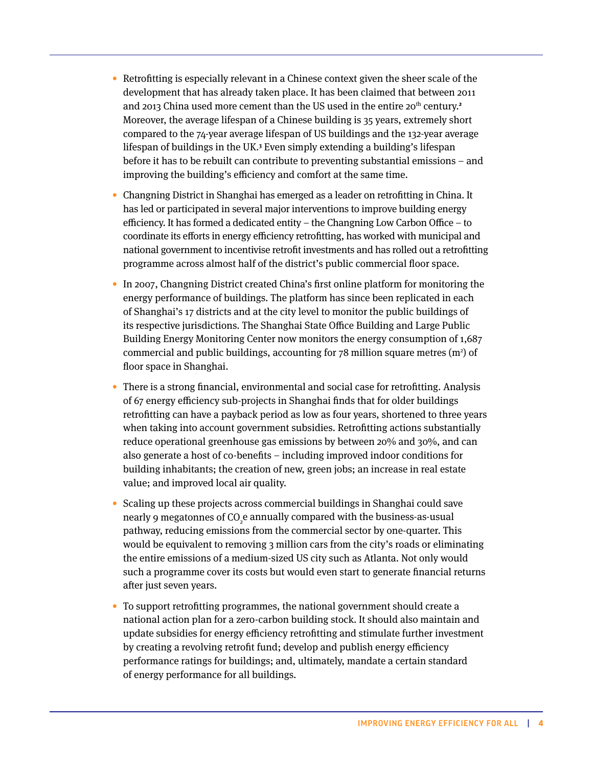- Retrofitting is especially relevant in a Chinese context given the sheer scale of the development that has already taken place. It has been claimed that between 2011 and 2013 China used more cement than the US used in the entire 20th century.[2] Moreover, the average lifespan of a Chinese building is 35 years, extremely short compared to the 74-year average lifespan of US buildings and the 132-year average lifespan of buildings in the UK.[3] Even simply extending a building's lifespan before it has to be rebuilt can contribute to preventing substantial emissions – and improving the building's efficiency and comfort at the same time.

- Changning District in Shanghai has emerged as a leader on retrofitting in China. It has led or participated in several major interventions to improve building energy efficiency. It has formed a dedicated entity – the Changning Low Carbon Office – to coordinate its efforts in energy efficiency retrofitting, has worked with municipal and national government to incentivise retrofit investments and has rolled out a retrofitting programme across almost half of the district's public commercial floor space.

- In 2007, Changning District created China's first online platform for monitoring the energy performance of buildings. The platform has since been replicated in each of Shanghai's 17 districts and at the city level to monitor the public buildings of its respective jurisdictions. The Shanghai State Office Building and Large Public Building Energy Monitoring Center now monitors the energy consumption of 1,687 commercial and public buildings, accounting for 78 million square metres ($m^2$) of floor space in Shanghai.

- There is a strong financial, environmental and social case for retrofitting. Analysis of 67 energy efficiency sub-projects in Shanghai finds that for older buildings retrofitting can have a payback period as low as four years, shortened to three years when taking into account government subsidies. Retrofitting actions substantially reduce operational greenhouse gas emissions by between 20% and 30%, and can also generate a host of co-benefits – including improved indoor conditions for building inhabitants; the creation of new, green jobs; an increase in real estate value; and improved local air quality.

- Scaling up these projects across commercial buildings in Shanghai could save nearly 9 megatonnes of $CO_2e$ annually compared with the business-as-usual pathway, reducing emissions from the commercial sector by one-quarter. This would be equivalent to removing 3 million cars from the city's roads or eliminating the entire emissions of a medium-sized US city such as Atlanta. Not only would such a programme cover its costs but would even start to generate financial returns after just seven years.

- To support retrofitting programmes, the national government should create a national action plan for a zero-carbon building stock. It should also maintain and update subsidies for energy efficiency retrofitting and stimulate further investment by creating a revolving retrofit fund; develop and publish energy efficiency performance ratings for buildings; and, ultimately, mandate a certain standard of energy performance for all buildings.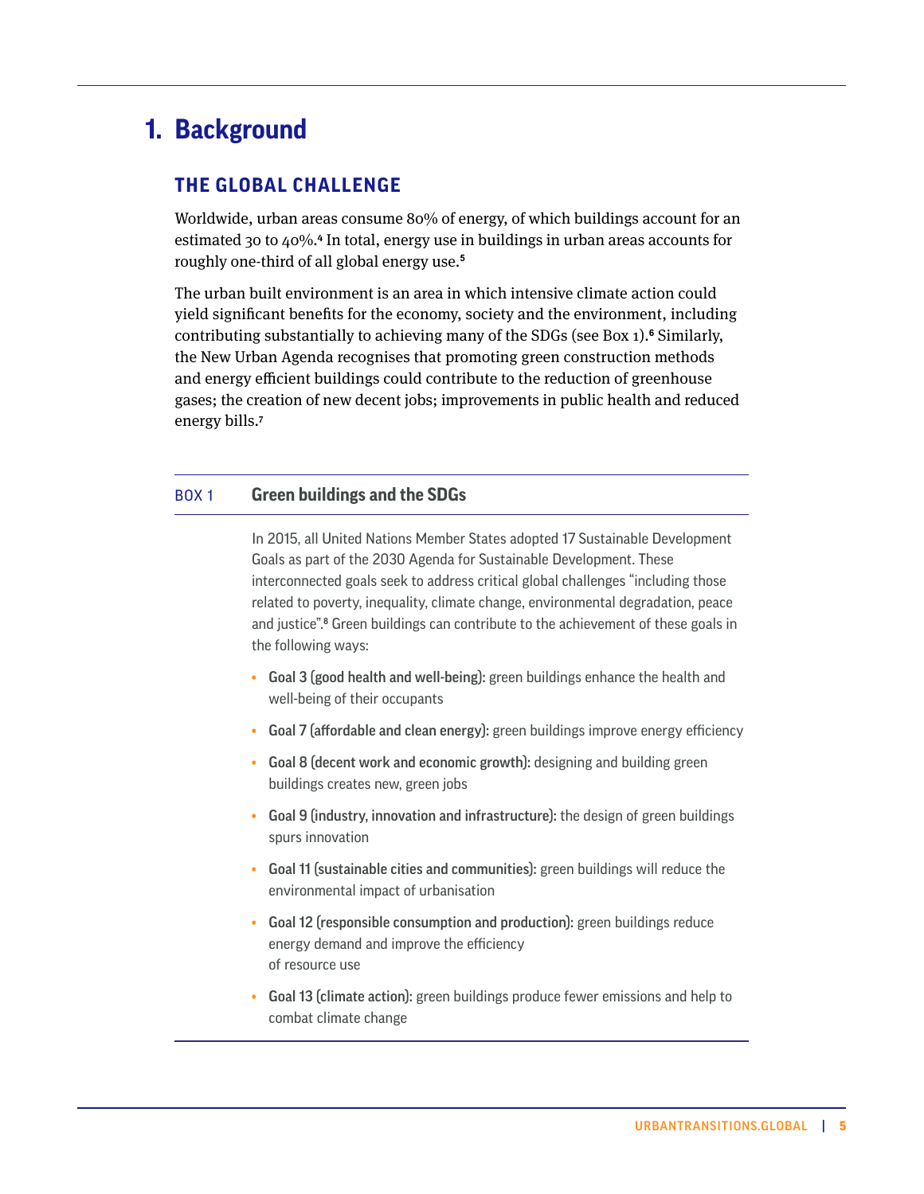# 1. Background

## THE GLOBAL CHALLENGE

Worldwide, urban areas consume 80% of energy, of which buildings account for an estimated 30 to 40%.[4] In total, energy use in buildings in urban areas accounts for roughly one-third of all global energy use.[5]

The urban built environment is an area in which intensive climate action could yield significant benefits for the economy, society and the environment, including contributing substantially to achieving many of the SDGs (see Box 1).[6] Similarly, the New Urban Agenda recognises that promoting green construction methods and energy efficient buildings could contribute to the reduction of greenhouse gases; the creation of new decent jobs; improvements in public health and reduced energy bills.[7]

### BOX 1 Green buildings and the SDGs

In 2015, all United Nations Member States adopted 17 Sustainable Development Goals as part of the 2030 Agenda for Sustainable Development. These interconnected goals seek to address critical global challenges "including those related to poverty, inequality, climate change, environmental degradation, peace and justice".[8] Green buildings can contribute to the achievement of these goals in the following ways:

- **Goal 3 (good health and well-being):** green buildings enhance the health and well-being of their occupants
- **Goal 7 (affordable and clean energy):** green buildings improve energy efficiency
- **Goal 8 (decent work and economic growth):** designing and building green buildings creates new, green jobs
- **Goal 9 (industry, innovation and infrastructure):** the design of green buildings spurs innovation
- **Goal 11 (sustainable cities and communities):** green buildings will reduce the environmental impact of urbanisation
- **Goal 12 (responsible consumption and production):** green buildings reduce energy demand and improve the efficiency of resource use
- **Goal 13 (climate action):** green buildings produce fewer emissions and help to combat climate change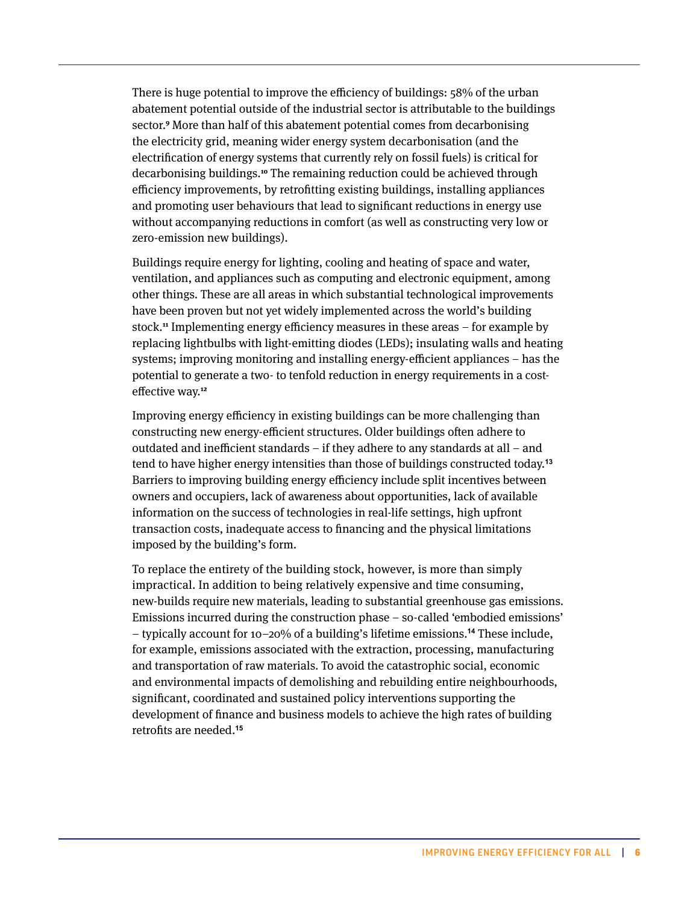There is huge potential to improve the efficiency of buildings: 58% of the urban abatement potential outside of the industrial sector is attributable to the buildings sector.[9] More than half of this abatement potential comes from decarbonising the electricity grid, meaning wider energy system decarbonisation (and the electrification of energy systems that currently rely on fossil fuels) is critical for decarbonising buildings.[10] The remaining reduction could be achieved through efficiency improvements, by retrofitting existing buildings, installing appliances and promoting user behaviours that lead to significant reductions in energy use without accompanying reductions in comfort (as well as constructing very low or zero-emission new buildings).

Buildings require energy for lighting, cooling and heating of space and water, ventilation, and appliances such as computing and electronic equipment, among other things. These are all areas in which substantial technological improvements have been proven but not yet widely implemented across the world's building stock.[11] Implementing energy efficiency measures in these areas – for example by replacing lightbulbs with light-emitting diodes (LEDs); insulating walls and heating systems; improving monitoring and installing energy-efficient appliances – has the potential to generate a two- to tenfold reduction in energy requirements in a cost-effective way.[12]

Improving energy efficiency in existing buildings can be more challenging than constructing new energy-efficient structures. Older buildings often adhere to outdated and inefficient standards – if they adhere to any standards at all – and tend to have higher energy intensities than those of buildings constructed today.[13] Barriers to improving building energy efficiency include split incentives between owners and occupiers, lack of awareness about opportunities, lack of available information on the success of technologies in real-life settings, high upfront transaction costs, inadequate access to financing and the physical limitations imposed by the building's form.

To replace the entirety of the building stock, however, is more than simply impractical. In addition to being relatively expensive and time consuming, new-builds require new materials, leading to substantial greenhouse gas emissions. Emissions incurred during the construction phase – so-called 'embodied emissions' – typically account for 10–20% of a building's lifetime emissions.[14] These include, for example, emissions associated with the extraction, processing, manufacturing and transportation of raw materials. To avoid the catastrophic social, economic and environmental impacts of demolishing and rebuilding entire neighbourhoods, significant, coordinated and sustained policy interventions supporting the development of finance and business models to achieve the high rates of building retrofits are needed.[15]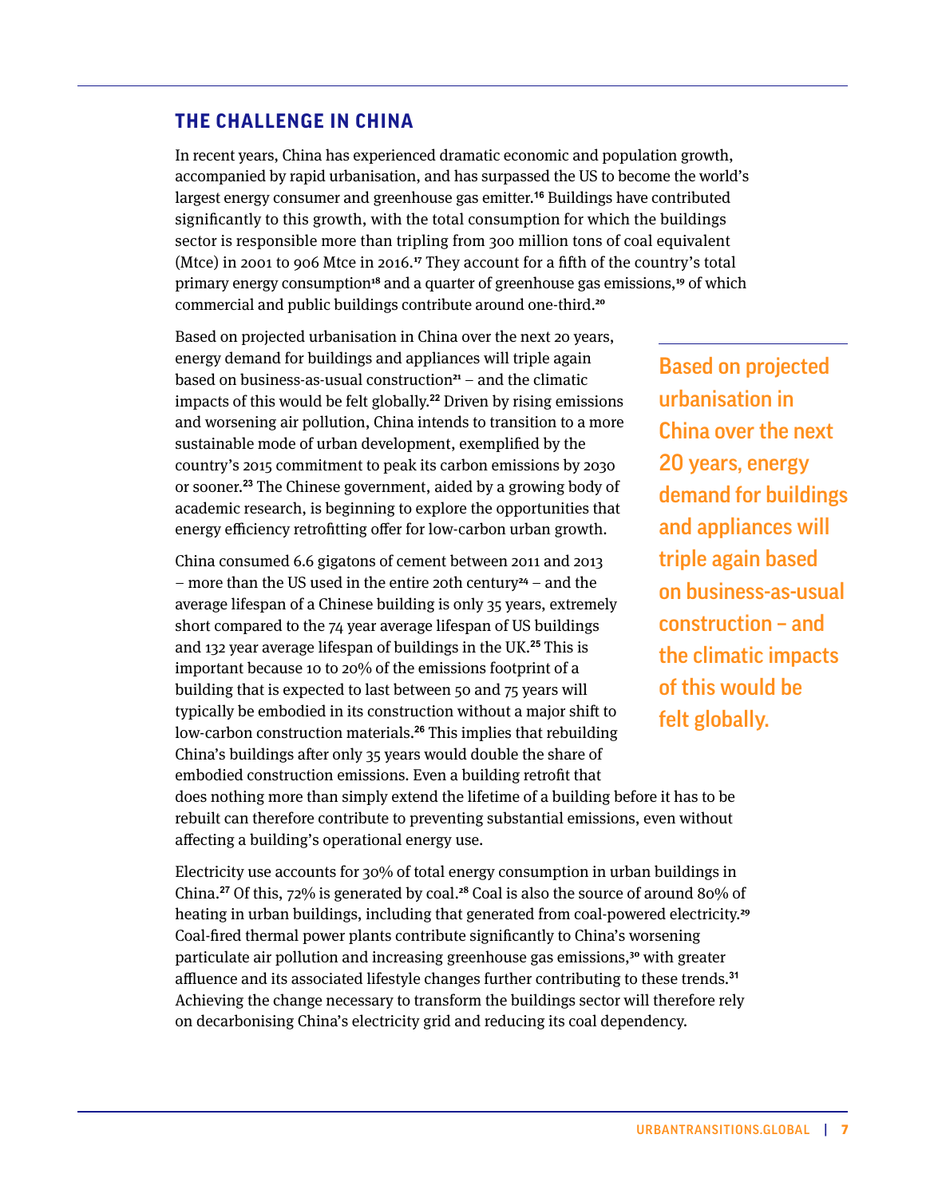## THE CHALLENGE IN CHINA

In recent years, China has experienced dramatic economic and population growth, accompanied by rapid urbanisation, and has surpassed the US to become the world's largest energy consumer and greenhouse gas emitter.[16] Buildings have contributed significantly to this growth, with the total consumption for which the buildings sector is responsible more than tripling from 300 million tons of coal equivalent (Mtce) in 2001 to 906 Mtce in 2016.[17] They account for a fifth of the country's total primary energy consumption[18] and a quarter of greenhouse gas emissions,[19] of which commercial and public buildings contribute around one-third.[20]

Based on projected urbanisation in China over the next 20 years, energy demand for buildings and appliances will triple again based on business-as-usual construction[21] – and the climatic impacts of this would be felt globally.[22] Driven by rising emissions and worsening air pollution, China intends to transition to a more sustainable mode of urban development, exemplified by the country's 2015 commitment to peak its carbon emissions by 2030 or sooner.[23] The Chinese government, aided by a growing body of academic research, is beginning to explore the opportunities that energy efficiency retrofitting offer for low-carbon urban growth.

> **Based on projected urbanisation in China over the next 20 years, energy demand for buildings and appliances will triple again based on business-as-usual construction – and the climatic impacts of this would be felt globally.**

China consumed 6.6 gigatons of cement between 2011 and 2013 – more than the US used in the entire 20th century[24] – and the average lifespan of a Chinese building is only 35 years, extremely short compared to the 74 year average lifespan of US buildings and 132 year average lifespan of buildings in the UK.[25] This is important because 10 to 20% of the emissions footprint of a building that is expected to last between 50 and 75 years will typically be embodied in its construction without a major shift to low-carbon construction materials.[26] This implies that rebuilding China's buildings after only 35 years would double the share of embodied construction emissions. Even a building retrofit that does nothing more than simply extend the lifetime of a building before it has to be rebuilt can therefore contribute to preventing substantial emissions, even without affecting a building's operational energy use.

Electricity use accounts for 30% of total energy consumption in urban buildings in China.[27] Of this, 72% is generated by coal.[28] Coal is also the source of around 80% of heating in urban buildings, including that generated from coal-powered electricity.[29] Coal-fired thermal power plants contribute significantly to China's worsening particulate air pollution and increasing greenhouse gas emissions,[30] with greater affluence and its associated lifestyle changes further contributing to these trends.[31] Achieving the change necessary to transform the buildings sector will therefore rely on decarbonising China's electricity grid and reducing its coal dependency.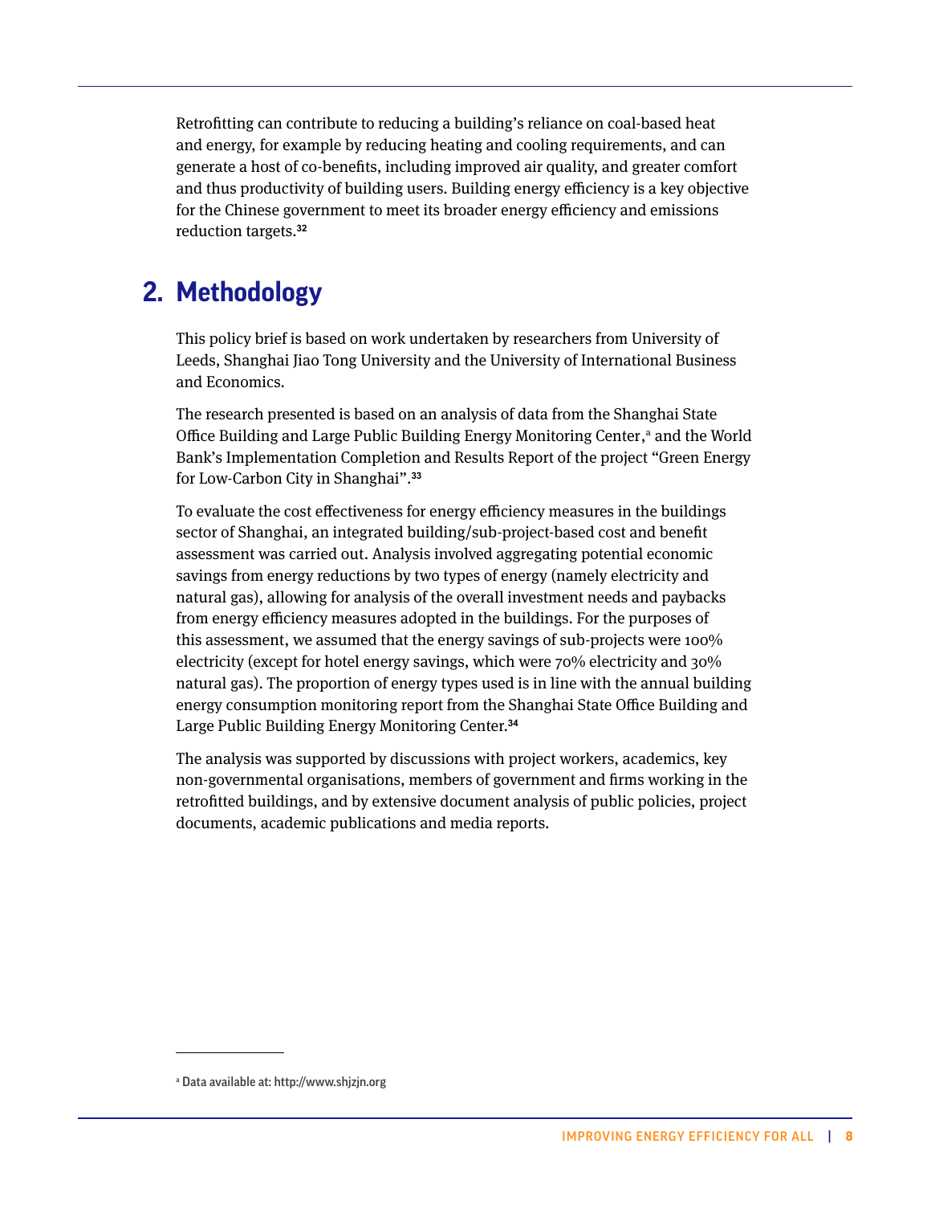Retrofitting can contribute to reducing a building's reliance on coal-based heat and energy, for example by reducing heating and cooling requirements, and can generate a host of co-benefits, including improved air quality, and greater comfort and thus productivity of building users. Building energy efficiency is a key objective for the Chinese government to meet its broader energy efficiency and emissions reduction targets.[32]

## 2. Methodology

This policy brief is based on work undertaken by researchers from University of Leeds, Shanghai Jiao Tong University and the University of International Business and Economics.

The research presented is based on an analysis of data from the Shanghai State Office Building and Large Public Building Energy Monitoring Center,[a] and the World Bank's Implementation Completion and Results Report of the project "Green Energy for Low-Carbon City in Shanghai".[33]

To evaluate the cost effectiveness for energy efficiency measures in the buildings sector of Shanghai, an integrated building/sub-project-based cost and benefit assessment was carried out. Analysis involved aggregating potential economic savings from energy reductions by two types of energy (namely electricity and natural gas), allowing for analysis of the overall investment needs and paybacks from energy efficiency measures adopted in the buildings. For the purposes of this assessment, we assumed that the energy savings of sub-projects were 100% electricity (except for hotel energy savings, which were 70% electricity and 30% natural gas). The proportion of energy types used is in line with the annual building energy consumption monitoring report from the Shanghai State Office Building and Large Public Building Energy Monitoring Center.[34]

The analysis was supported by discussions with project workers, academics, key non-governmental organisations, members of government and firms working in the retrofitted buildings, and by extensive document analysis of public policies, project documents, academic publications and media reports.

[a] Data available at: http://www.shjzjn.org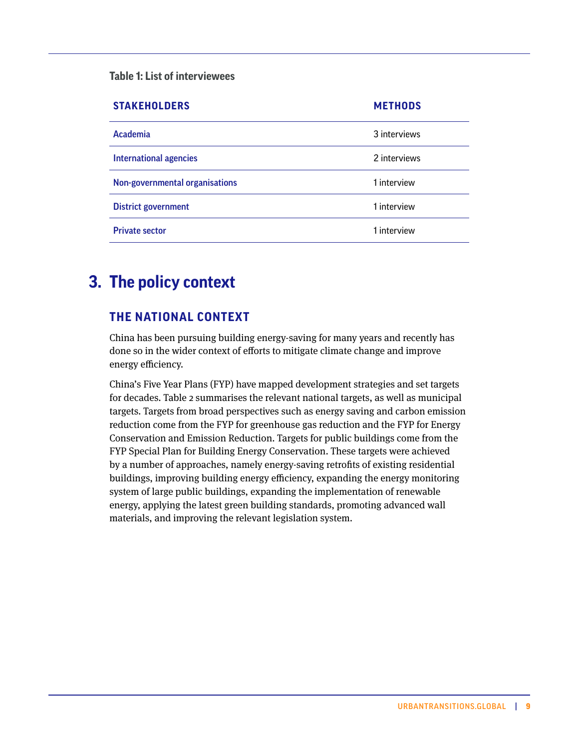**Table 1: List of interviewees**

| STAKEHOLDERS | METHODS |
| --- | --- |
| Academia | 3 interviews |
| International agencies | 2 interviews |
| Non-governmental organisations | 1 interview |
| District government | 1 interview |
| Private sector | 1 interview |

# 3. The policy context

## THE NATIONAL CONTEXT

China has been pursuing building energy-saving for many years and recently has done so in the wider context of efforts to mitigate climate change and improve energy efficiency.

China's Five Year Plans (FYP) have mapped development strategies and set targets for decades. Table 2 summarises the relevant national targets, as well as municipal targets. Targets from broad perspectives such as energy saving and carbon emission reduction come from the FYP for greenhouse gas reduction and the FYP for Energy Conservation and Emission Reduction. Targets for public buildings come from the FYP Special Plan for Building Energy Conservation. These targets were achieved by a number of approaches, namely energy-saving retrofits of existing residential buildings, improving building energy efficiency, expanding the energy monitoring system of large public buildings, expanding the implementation of renewable energy, applying the latest green building standards, promoting advanced wall materials, and improving the relevant legislation system.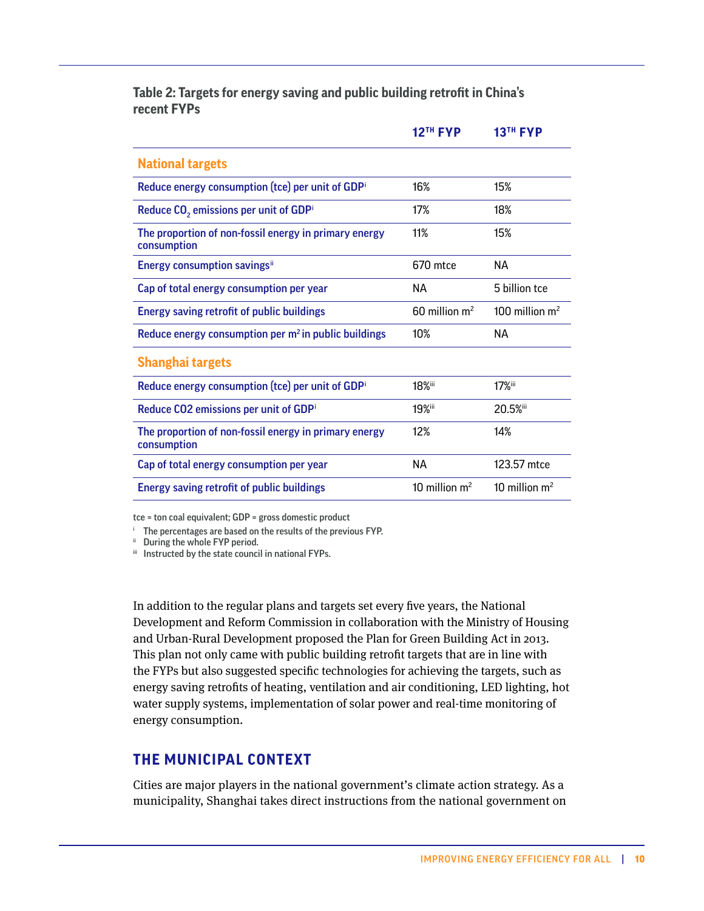**Table 2: Targets for energy saving and public building retrofit in China's recent FYPs**

| | 12TH FYP | 13TH FYP |
|---|---|---|
| **National targets** | | |
| Reduce energy consumption (tce) per unit of GDP[i] | 16% | 15% |
| Reduce $CO_2$ emissions per unit of GDP[i] | 17% | 18% |
| The proportion of non-fossil energy in primary energy consumption | 11% | 15% |
| Energy consumption savings[ii] | 670 mtce | NA |
| Cap of total energy consumption per year | NA | 5 billion tce |
| Energy saving retrofit of public buildings | 60 million $m^2$ | 100 million $m^2$ |
| Reduce energy consumption per $m^2$ in public buildings | 10% | NA |
| **Shanghai targets** | | |
| Reduce energy consumption (tce) per unit of GDP[i] | 18%[iii] | 17%[iii] |
| Reduce CO2 emissions per unit of GDP[i] | 19%[iii] | 20.5%[iii] |
| The proportion of non-fossil energy in primary energy consumption | 12% | 14% |
| Cap of total energy consumption per year | NA | 123.57 mtce |
| Energy saving retrofit of public buildings | 10 million $m^2$ | 10 million $m^2$ |

tce = ton coal equivalent; GDP = gross domestic product

[i] The percentages are based on the results of the previous FYP.

[ii] During the whole FYP period.

[iii] Instructed by the state council in national FYPs.

In addition to the regular plans and targets set every five years, the National Development and Reform Commission in collaboration with the Ministry of Housing and Urban-Rural Development proposed the Plan for Green Building Act in 2013. This plan not only came with public building retrofit targets that are in line with the FYPs but also suggested specific technologies for achieving the targets, such as energy saving retrofits of heating, ventilation and air conditioning, LED lighting, hot water supply systems, implementation of solar power and real-time monitoring of energy consumption.

## THE MUNICIPAL CONTEXT

Cities are major players in the national government's climate action strategy. As a municipality, Shanghai takes direct instructions from the national government on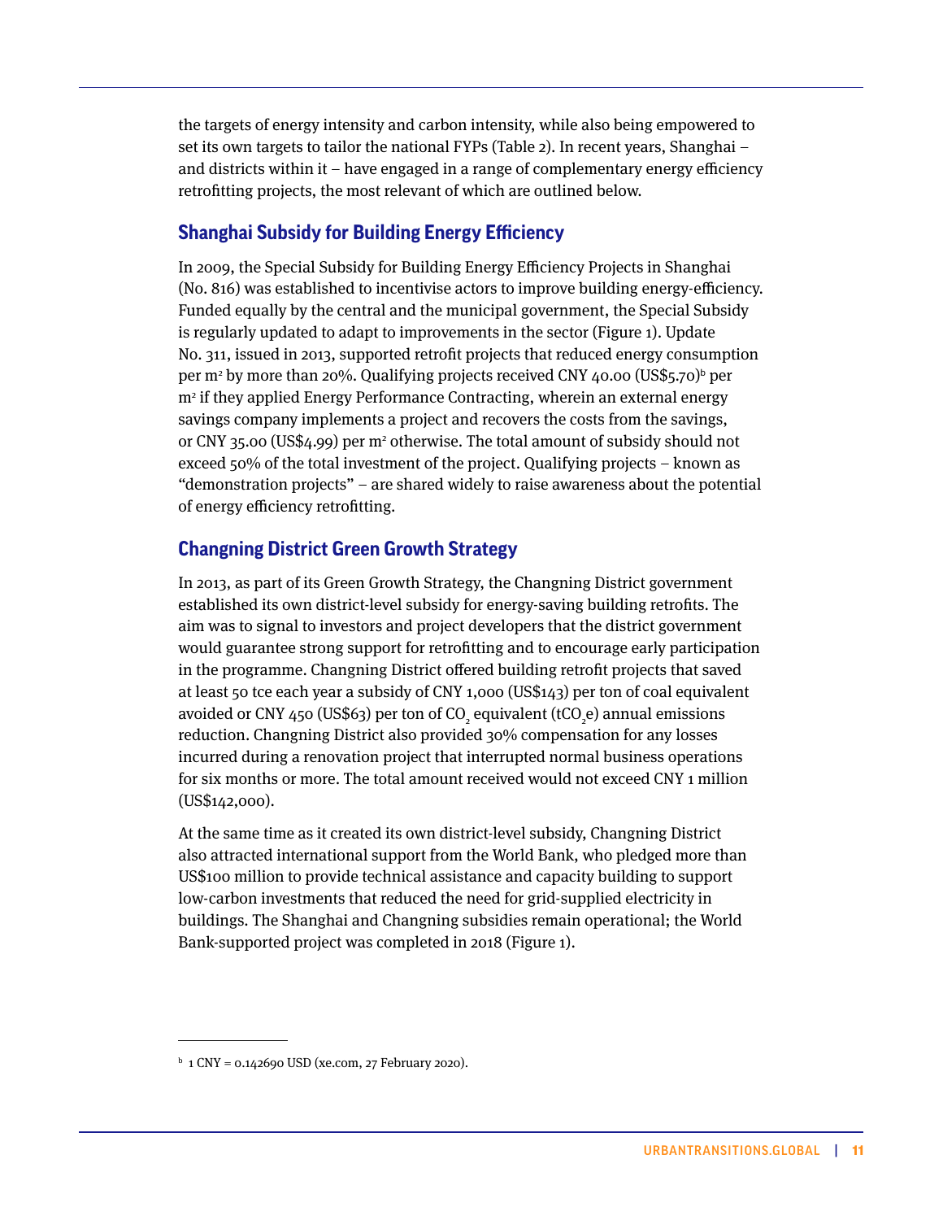the targets of energy intensity and carbon intensity, while also being empowered to set its own targets to tailor the national FYPs (Table 2). In recent years, Shanghai – and districts within it – have engaged in a range of complementary energy efficiency retrofitting projects, the most relevant of which are outlined below.

## Shanghai Subsidy for Building Energy Efficiency

In 2009, the Special Subsidy for Building Energy Efficiency Projects in Shanghai (No. 816) was established to incentivise actors to improve building energy-efficiency. Funded equally by the central and the municipal government, the Special Subsidy is regularly updated to adapt to improvements in the sector (Figure 1). Update No. 311, issued in 2013, supported retrofit projects that reduced energy consumption per $m^2$ by more than 20%. Qualifying projects received CNY 40.00 (US$5.70)[b] per $m^2$ if they applied Energy Performance Contracting, wherein an external energy savings company implements a project and recovers the costs from the savings, or CNY 35.00 (US$4.99) per $m^2$ otherwise. The total amount of subsidy should not exceed 50% of the total investment of the project. Qualifying projects – known as "demonstration projects" – are shared widely to raise awareness about the potential of energy efficiency retrofitting.

## Changning District Green Growth Strategy

In 2013, as part of its Green Growth Strategy, the Changning District government established its own district-level subsidy for energy-saving building retrofits. The aim was to signal to investors and project developers that the district government would guarantee strong support for retrofitting and to encourage early participation in the programme. Changning District offered building retrofit projects that saved at least 50 tce each year a subsidy of CNY 1,000 (US$143) per ton of coal equivalent avoided or CNY 450 (US$63) per ton of $CO_2$ equivalent ($tCO_2e$) annual emissions reduction. Changning District also provided 30% compensation for any losses incurred during a renovation project that interrupted normal business operations for six months or more. The total amount received would not exceed CNY 1 million (US$142,000).

At the same time as it created its own district-level subsidy, Changning District also attracted international support from the World Bank, who pledged more than US$100 million to provide technical assistance and capacity building to support low-carbon investments that reduced the need for grid-supplied electricity in buildings. The Shanghai and Changning subsidies remain operational; the World Bank-supported project was completed in 2018 (Figure 1).

---

[b] 1 CNY = 0.142690 USD (xe.com, 27 February 2020).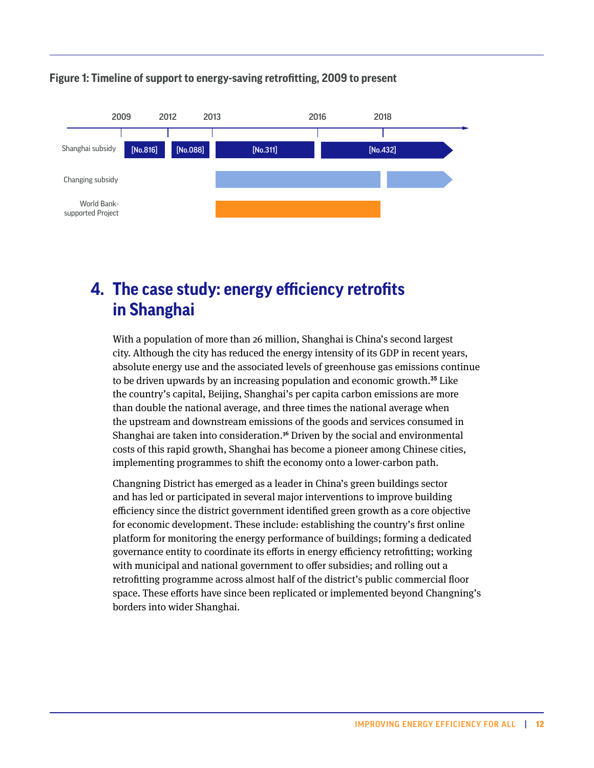**Figure 1: Timeline of support to energy-saving retrofitting, 2009 to present**

| | 2009 | 2012 | 2013 | 2016 | 2018 |
|---|---|---|---|---|---|
| Shanghai subsidy | [No.816] | [No.088] | [No.311] | [No.432] | |
| Changing subsidy | | | | | |
| World Bank-supported Project | | | | | |

# 4. The case study: energy efficiency retrofits in Shanghai

With a population of more than 26 million, Shanghai is China's second largest city. Although the city has reduced the energy intensity of its GDP in recent years, absolute energy use and the associated levels of greenhouse gas emissions continue to be driven upwards by an increasing population and economic growth.[35] Like the country's capital, Beijing, Shanghai's per capita carbon emissions are more than double the national average, and three times the national average when the upstream and downstream emissions of the goods and services consumed in Shanghai are taken into consideration.[36] Driven by the social and environmental costs of this rapid growth, Shanghai has become a pioneer among Chinese cities, implementing programmes to shift the economy onto a lower-carbon path.

Changning District has emerged as a leader in China's green buildings sector and has led or participated in several major interventions to improve building efficiency since the district government identified green growth as a core objective for economic development. These include: establishing the country's first online platform for monitoring the energy performance of buildings; forming a dedicated governance entity to coordinate its efforts in energy efficiency retrofitting; working with municipal and national government to offer subsidies; and rolling out a retrofitting programme across almost half of the district's public commercial floor space. These efforts have since been replicated or implemented beyond Changning's borders into wider Shanghai.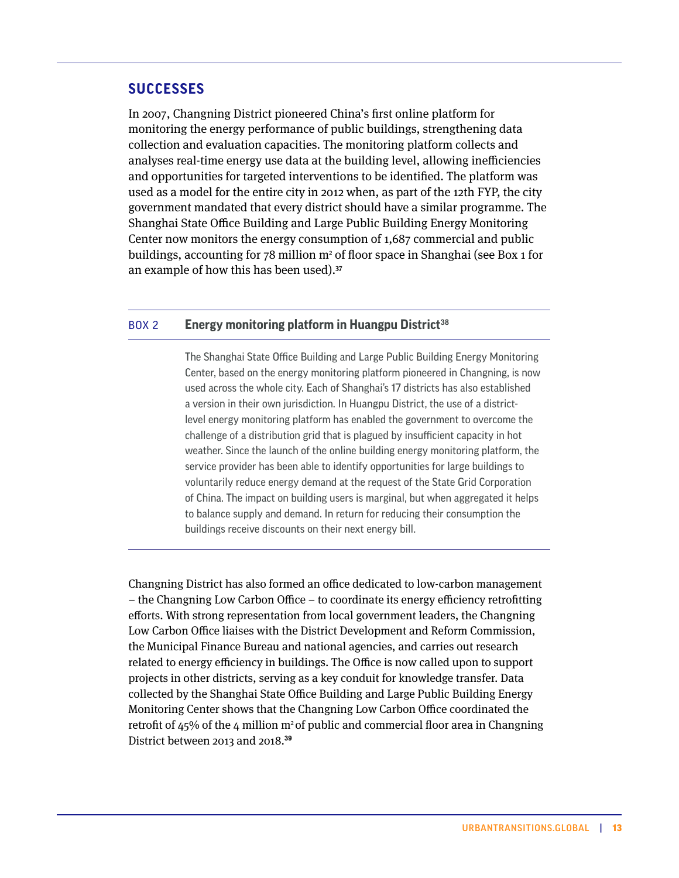## SUCCESSES

In 2007, Changning District pioneered China's first online platform for monitoring the energy performance of public buildings, strengthening data collection and evaluation capacities. The monitoring platform collects and analyses real-time energy use data at the building level, allowing inefficiencies and opportunities for targeted interventions to be identified. The platform was used as a model for the entire city in 2012 when, as part of the 12th FYP, the city government mandated that every district should have a similar programme. The Shanghai State Office Building and Large Public Building Energy Monitoring Center now monitors the energy consumption of 1,687 commercial and public buildings, accounting for 78 million $m^2$ of floor space in Shanghai (see Box 1 for an example of how this has been used).[37]

---

BOX 2 **Energy monitoring platform in Huangpu District**[38]

The Shanghai State Office Building and Large Public Building Energy Monitoring Center, based on the energy monitoring platform pioneered in Changning, is now used across the whole city. Each of Shanghai's 17 districts has also established a version in their own jurisdiction. In Huangpu District, the use of a district-level energy monitoring platform has enabled the government to overcome the challenge of a distribution grid that is plagued by insufficient capacity in hot weather. Since the launch of the online building energy monitoring platform, the service provider has been able to identify opportunities for large buildings to voluntarily reduce energy demand at the request of the State Grid Corporation of China. The impact on building users is marginal, but when aggregated it helps to balance supply and demand. In return for reducing their consumption the buildings receive discounts on their next energy bill.

---

Changning District has also formed an office dedicated to low-carbon management – the Changning Low Carbon Office – to coordinate its energy efficiency retrofitting efforts. With strong representation from local government leaders, the Changning Low Carbon Office liaises with the District Development and Reform Commission, the Municipal Finance Bureau and national agencies, and carries out research related to energy efficiency in buildings. The Office is now called upon to support projects in other districts, serving as a key conduit for knowledge transfer. Data collected by the Shanghai State Office Building and Large Public Building Energy Monitoring Center shows that the Changning Low Carbon Office coordinated the retrofit of 45% of the 4 million $m^2$ of public and commercial floor area in Changning District between 2013 and 2018.[39]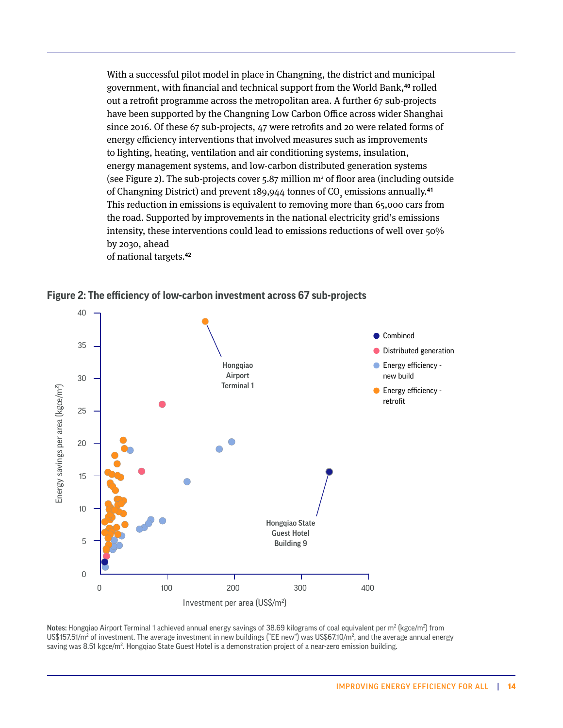With a successful pilot model in place in Changning, the district and municipal government, with financial and technical support from the World Bank,[40] rolled out a retrofit programme across the metropolitan area. A further 67 sub-projects have been supported by the Changning Low Carbon Office across wider Shanghai since 2016. Of these 67 sub-projects, 47 were retrofits and 20 were related forms of energy efficiency interventions that involved measures such as improvements to lighting, heating, ventilation and air conditioning systems, insulation, energy management systems, and low-carbon distributed generation systems (see Figure 2). The sub-projects cover 5.87 million m² of floor area (including outside of Changning District) and prevent 189,944 tonnes of $CO_2$ emissions annually.[41] This reduction in emissions is equivalent to removing more than 65,000 cars from the road. Supported by improvements in the national electricity grid's emissions intensity, these interventions could lead to emissions reductions of well over 50% by 2030, ahead of national targets.[42]

**Figure 2: The efficiency of low-carbon investment across 67 sub-projects**

**Notes:** Hongqiao Airport Terminal 1 achieved annual energy savings of 38.69 kilograms of coal equivalent per m² (kgce/m²) from US$157.51/m² of investment. The average investment in new buildings ("EE new") was US$67.10/m², and the average annual energy saving was 8.51 kgce/m². Hongqiao State Guest Hotel is a demonstration project of a near-zero emission building.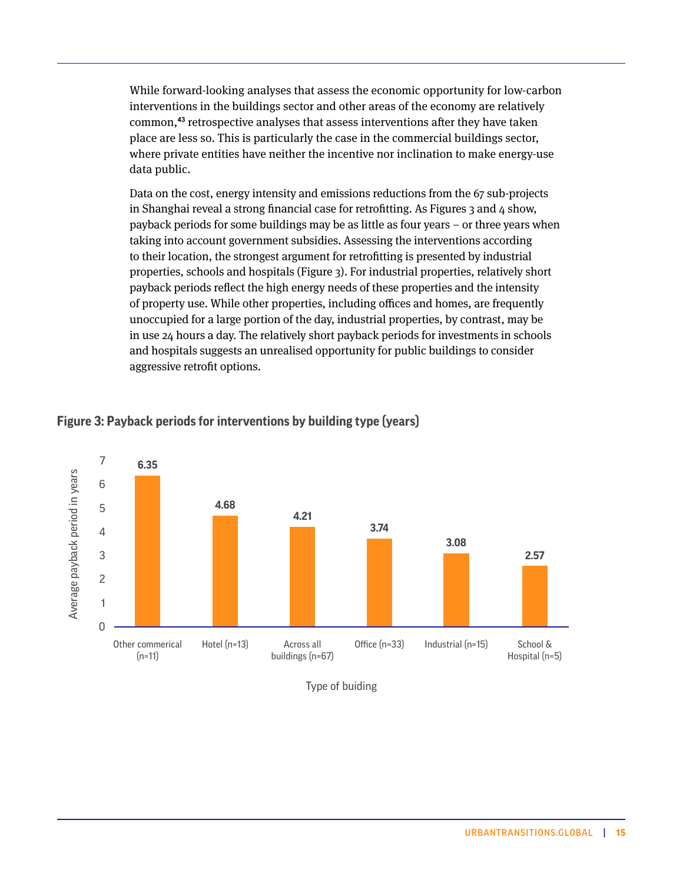While forward-looking analyses that assess the economic opportunity for low-carbon interventions in the buildings sector and other areas of the economy are relatively common,[43] retrospective analyses that assess interventions after they have taken place are less so. This is particularly the case in the commercial buildings sector, where private entities have neither the incentive nor inclination to make energy-use data public.

Data on the cost, energy intensity and emissions reductions from the 67 sub-projects in Shanghai reveal a strong financial case for retrofitting. As Figures 3 and 4 show, payback periods for some buildings may be as little as four years – or three years when taking into account government subsidies. Assessing the interventions according to their location, the strongest argument for retrofitting is presented by industrial properties, schools and hospitals (Figure 3). For industrial properties, relatively short payback periods reflect the high energy needs of these properties and the intensity of property use. While other properties, including offices and homes, are frequently unoccupied for a large portion of the day, industrial properties, by contrast, may be in use 24 hours a day. The relatively short payback periods for investments in schools and hospitals suggests an unrealised opportunity for public buildings to consider aggressive retrofit options.

**Figure 3: Payback periods for interventions by building type (years)**

| Type of buiding | Average payback period in years |
| --- | --- |
| Other commerical (n=11) | 6.35 |
| Hotel (n=13) | 4.68 |
| Across all buildings (n=67) | 4.21 |
| Office (n=33) | 3.74 |
| Industrial (n=15) | 3.08 |
| School & Hospital (n=5) | 2.57 |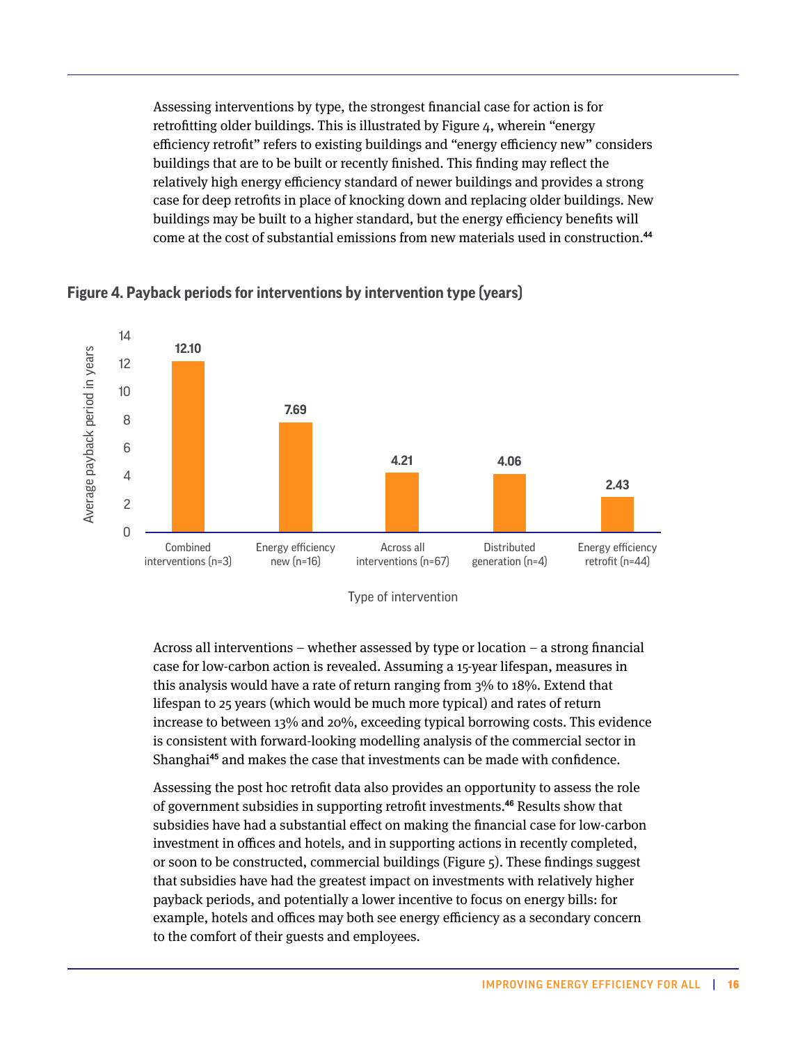Assessing interventions by type, the strongest financial case for action is for retrofitting older buildings. This is illustrated by Figure 4, wherein "energy efficiency retrofit" refers to existing buildings and "energy efficiency new" considers buildings that are to be built or recently finished. This finding may reflect the relatively high energy efficiency standard of newer buildings and provides a strong case for deep retrofits in place of knocking down and replacing older buildings. New buildings may be built to a higher standard, but the energy efficiency benefits will come at the cost of substantial emissions from new materials used in construction.[44]

**Figure 4. Payback periods for interventions by intervention type (years)**

| Type of intervention | Average payback period in years |
| --- | --- |
| Combined interventions (n=3) | 12.10 |
| Energy efficiency new (n=16) | 7.69 |
| Across all interventions (n=67) | 4.21 |
| Distributed generation (n=4) | 4.06 |
| Energy efficiency retrofit (n=44) | 2.43 |

Across all interventions – whether assessed by type or location – a strong financial case for low-carbon action is revealed. Assuming a 15-year lifespan, measures in this analysis would have a rate of return ranging from 3% to 18%. Extend that lifespan to 25 years (which would be much more typical) and rates of return increase to between 13% and 20%, exceeding typical borrowing costs. This evidence is consistent with forward-looking modelling analysis of the commercial sector in Shanghai[45] and makes the case that investments can be made with confidence.

Assessing the post hoc retrofit data also provides an opportunity to assess the role of government subsidies in supporting retrofit investments.[46] Results show that subsidies have had a substantial effect on making the financial case for low-carbon investment in offices and hotels, and in supporting actions in recently completed, or soon to be constructed, commercial buildings (Figure 5). These findings suggest that subsidies have had the greatest impact on investments with relatively higher payback periods, and potentially a lower incentive to focus on energy bills: for example, hotels and offices may both see energy efficiency as a secondary concern to the comfort of their guests and employees.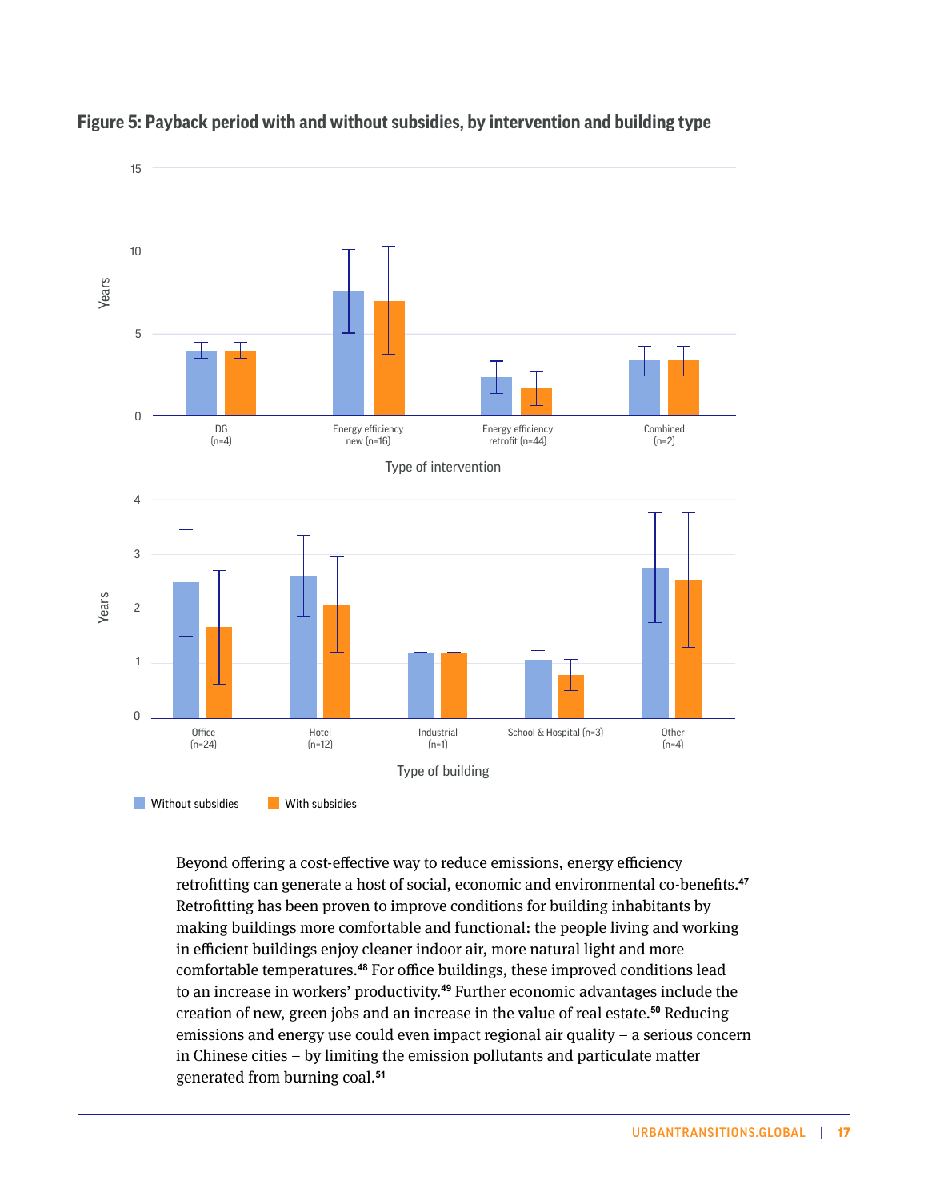**Figure 5: Payback period with and without subsidies, by intervention and building type**

Beyond offering a cost-effective way to reduce emissions, energy efficiency retrofitting can generate a host of social, economic and environmental co-benefits.[47] Retrofitting has been proven to improve conditions for building inhabitants by making buildings more comfortable and functional: the people living and working in efficient buildings enjoy cleaner indoor air, more natural light and more comfortable temperatures.[48] For office buildings, these improved conditions lead to an increase in workers' productivity.[49] Further economic advantages include the creation of new, green jobs and an increase in the value of real estate.[50] Reducing emissions and energy use could even impact regional air quality – a serious concern in Chinese cities – by limiting the emission pollutants and particulate matter generated from burning coal.[51]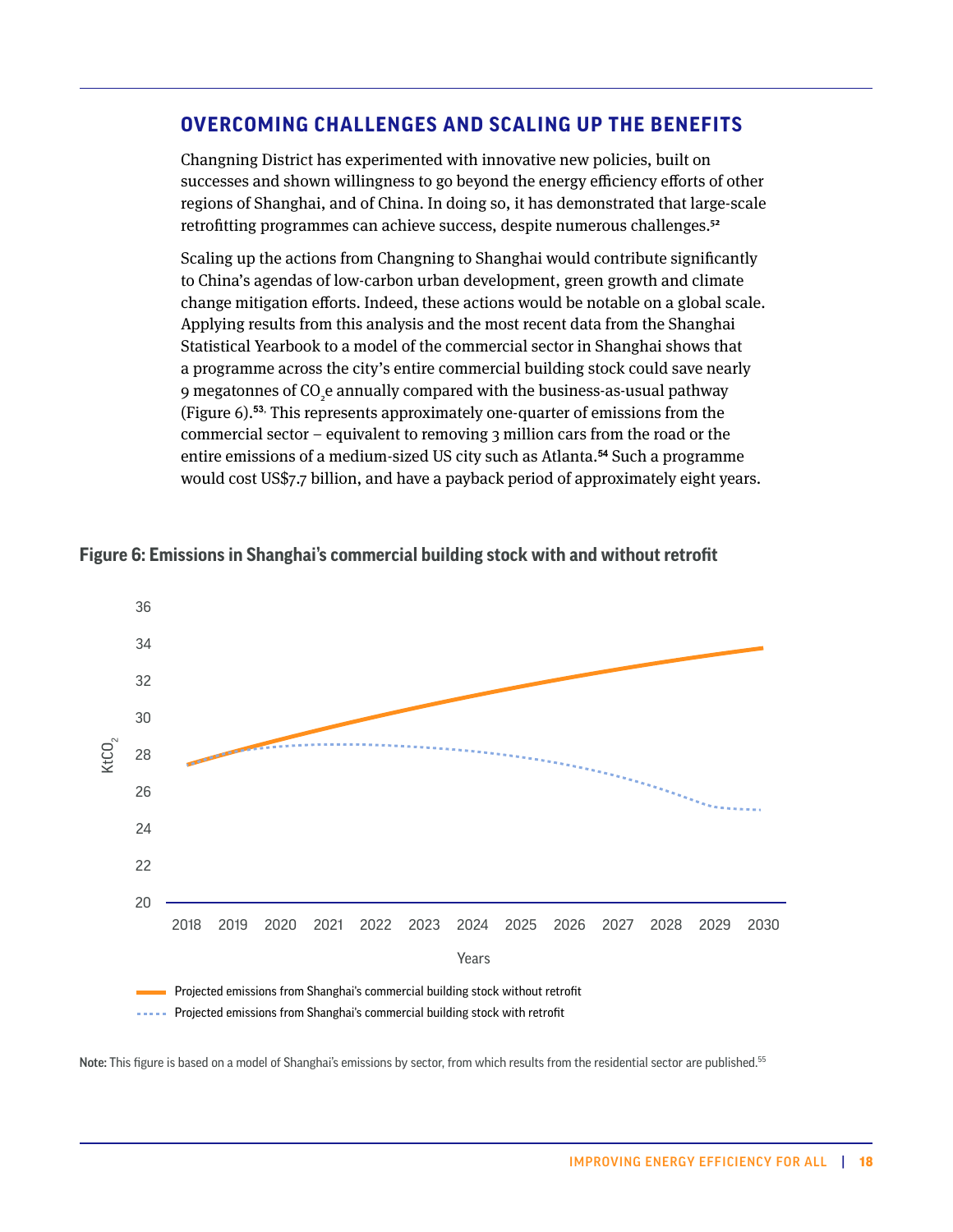## OVERCOMING CHALLENGES AND SCALING UP THE BENEFITS

Changning District has experimented with innovative new policies, built on successes and shown willingness to go beyond the energy efficiency efforts of other regions of Shanghai, and of China. In doing so, it has demonstrated that large-scale retrofitting programmes can achieve success, despite numerous challenges.[52]

Scaling up the actions from Changning to Shanghai would contribute significantly to China's agendas of low-carbon urban development, green growth and climate change mitigation efforts. Indeed, these actions would be notable on a global scale. Applying results from this analysis and the most recent data from the Shanghai Statistical Yearbook to a model of the commercial sector in Shanghai shows that a programme across the city's entire commercial building stock could save nearly 9 megatonnes of $CO_2$e annually compared with the business-as-usual pathway (Figure 6).[53] This represents approximately one-quarter of emissions from the commercial sector – equivalent to removing 3 million cars from the road or the entire emissions of a medium-sized US city such as Atlanta.[54] Such a programme would cost US$7.7 billion, and have a payback period of approximately eight years.

**Figure 6: Emissions in Shanghai's commercial building stock with and without retrofit**

Note: This figure is based on a model of Shanghai's emissions by sector, from which results from the residential sector are published.[55]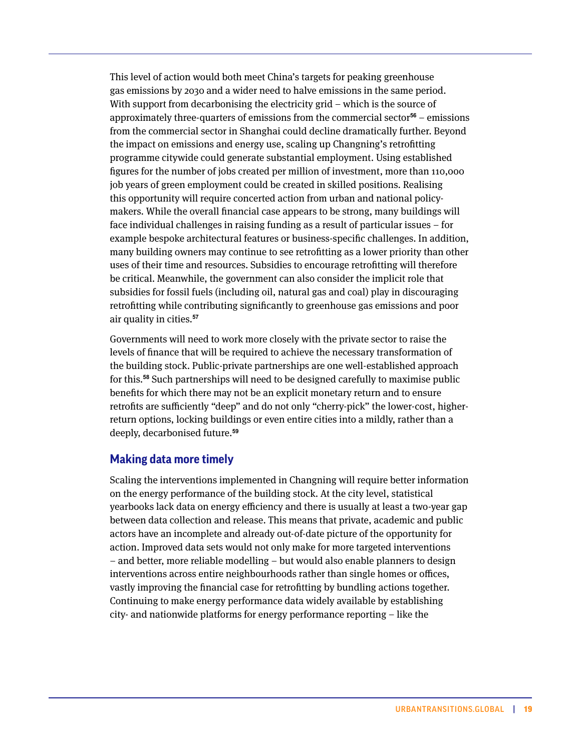This level of action would both meet China's targets for peaking greenhouse gas emissions by 2030 and a wider need to halve emissions in the same period. With support from decarbonising the electricity grid – which is the source of approximately three-quarters of emissions from the commercial sector[56] – emissions from the commercial sector in Shanghai could decline dramatically further. Beyond the impact on emissions and energy use, scaling up Changning's retrofitting programme citywide could generate substantial employment. Using established figures for the number of jobs created per million of investment, more than 110,000 job years of green employment could be created in skilled positions. Realising this opportunity will require concerted action from urban and national policy-makers. While the overall financial case appears to be strong, many buildings will face individual challenges in raising funding as a result of particular issues – for example bespoke architectural features or business-specific challenges. In addition, many building owners may continue to see retrofitting as a lower priority than other uses of their time and resources. Subsidies to encourage retrofitting will therefore be critical. Meanwhile, the government can also consider the implicit role that subsidies for fossil fuels (including oil, natural gas and coal) play in discouraging retrofitting while contributing significantly to greenhouse gas emissions and poor air quality in cities.[57]

Governments will need to work more closely with the private sector to raise the levels of finance that will be required to achieve the necessary transformation of the building stock. Public-private partnerships are one well-established approach for this.[58] Such partnerships will need to be designed carefully to maximise public benefits for which there may not be an explicit monetary return and to ensure retrofits are sufficiently "deep" and do not only "cherry-pick" the lower-cost, higher-return options, locking buildings or even entire cities into a mildly, rather than a deeply, decarbonised future.[59]

## Making data more timely

Scaling the interventions implemented in Changning will require better information on the energy performance of the building stock. At the city level, statistical yearbooks lack data on energy efficiency and there is usually at least a two-year gap between data collection and release. This means that private, academic and public actors have an incomplete and already out-of-date picture of the opportunity for action. Improved data sets would not only make for more targeted interventions – and better, more reliable modelling – but would also enable planners to design interventions across entire neighbourhoods rather than single homes or offices, vastly improving the financial case for retrofitting by bundling actions together. Continuing to make energy performance data widely available by establishing city- and nationwide platforms for energy performance reporting – like the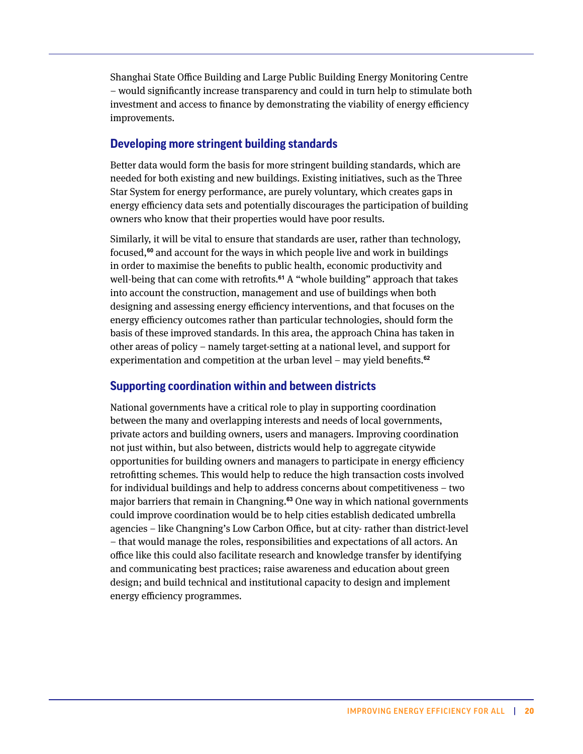Shanghai State Office Building and Large Public Building Energy Monitoring Centre – would significantly increase transparency and could in turn help to stimulate both investment and access to finance by demonstrating the viability of energy efficiency improvements.

## Developing more stringent building standards

Better data would form the basis for more stringent building standards, which are needed for both existing and new buildings. Existing initiatives, such as the Three Star System for energy performance, are purely voluntary, which creates gaps in energy efficiency data sets and potentially discourages the participation of building owners who know that their properties would have poor results.

Similarly, it will be vital to ensure that standards are user, rather than technology, focused,[60] and account for the ways in which people live and work in buildings in order to maximise the benefits to public health, economic productivity and well-being that can come with retrofits.[61] A "whole building" approach that takes into account the construction, management and use of buildings when both designing and assessing energy efficiency interventions, and that focuses on the energy efficiency outcomes rather than particular technologies, should form the basis of these improved standards. In this area, the approach China has taken in other areas of policy – namely target-setting at a national level, and support for experimentation and competition at the urban level – may yield benefits.[62]

## Supporting coordination within and between districts

National governments have a critical role to play in supporting coordination between the many and overlapping interests and needs of local governments, private actors and building owners, users and managers. Improving coordination not just within, but also between, districts would help to aggregate citywide opportunities for building owners and managers to participate in energy efficiency retrofitting schemes. This would help to reduce the high transaction costs involved for individual buildings and help to address concerns about competitiveness – two major barriers that remain in Changning.[63] One way in which national governments could improve coordination would be to help cities establish dedicated umbrella agencies – like Changning's Low Carbon Office, but at city- rather than district-level – that would manage the roles, responsibilities and expectations of all actors. An office like this could also facilitate research and knowledge transfer by identifying and communicating best practices; raise awareness and education about green design; and build technical and institutional capacity to design and implement energy efficiency programmes.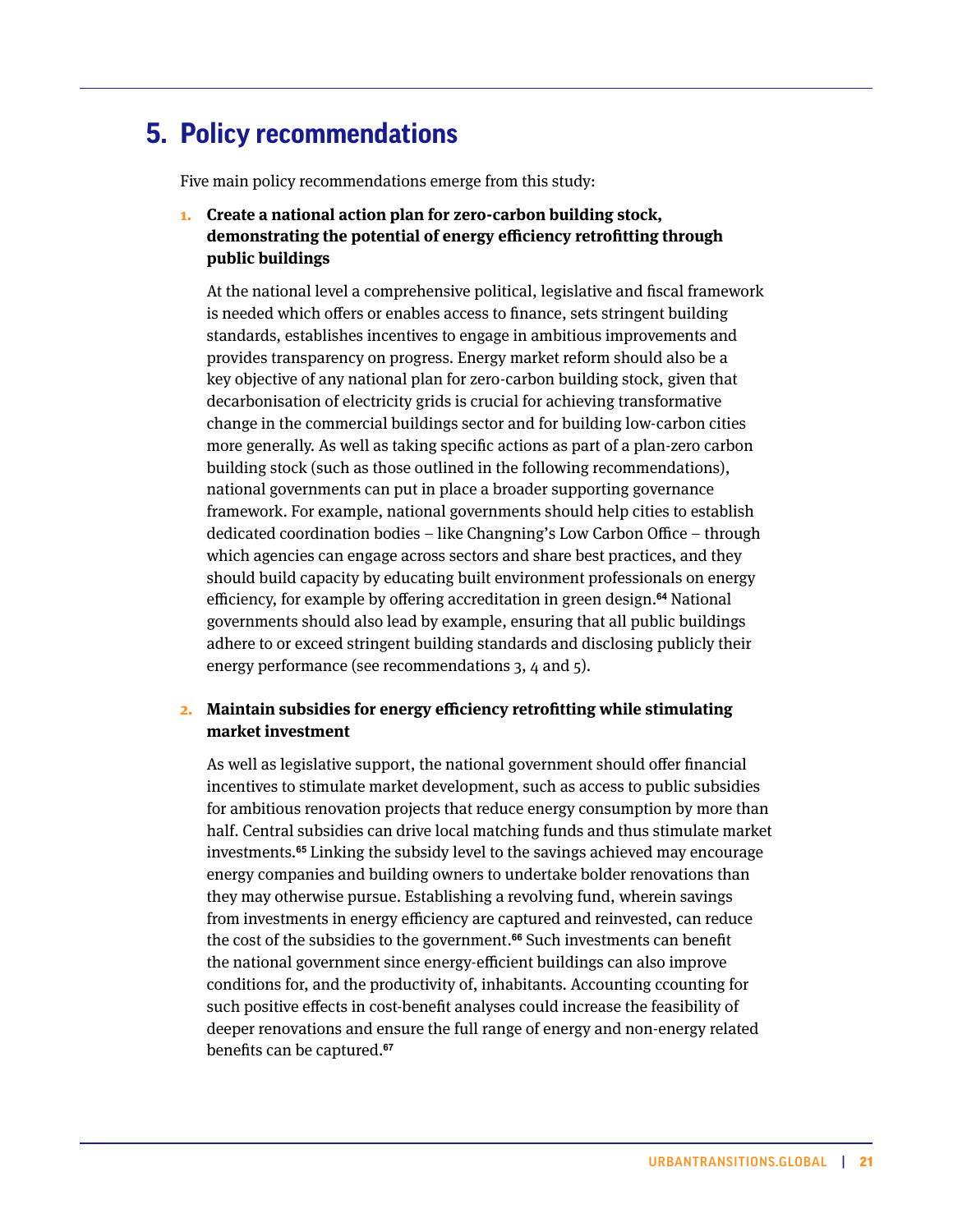## 5. Policy recommendations

Five main policy recommendations emerge from this study:

1. **Create a national action plan for zero-carbon building stock, demonstrating the potential of energy efficiency retrofitting through public buildings**

   At the national level a comprehensive political, legislative and fiscal framework is needed which offers or enables access to finance, sets stringent building standards, establishes incentives to engage in ambitious improvements and provides transparency on progress. Energy market reform should also be a key objective of any national plan for zero-carbon building stock, given that decarbonisation of electricity grids is crucial for achieving transformative change in the commercial buildings sector and for building low-carbon cities more generally. As well as taking specific actions as part of a plan-zero carbon building stock (such as those outlined in the following recommendations), national governments can put in place a broader supporting governance framework. For example, national governments should help cities to establish dedicated coordination bodies – like Changning's Low Carbon Office – through which agencies can engage across sectors and share best practices, and they should build capacity by educating built environment professionals on energy efficiency, for example by offering accreditation in green design.[64] National governments should also lead by example, ensuring that all public buildings adhere to or exceed stringent building standards and disclosing publicly their energy performance (see recommendations 3, 4 and 5).

2. **Maintain subsidies for energy efficiency retrofitting while stimulating market investment**

   As well as legislative support, the national government should offer financial incentives to stimulate market development, such as access to public subsidies for ambitious renovation projects that reduce energy consumption by more than half. Central subsidies can drive local matching funds and thus stimulate market investments.[65] Linking the subsidy level to the savings achieved may encourage energy companies and building owners to undertake bolder renovations than they may otherwise pursue. Establishing a revolving fund, wherein savings from investments in energy efficiency are captured and reinvested, can reduce the cost of the subsidies to the government.[66] Such investments can benefit the national government since energy-efficient buildings can also improve conditions for, and the productivity of, inhabitants. Accounting ccounting for such positive effects in cost-benefit analyses could increase the feasibility of deeper renovations and ensure the full range of energy and non-energy related benefits can be captured.[67]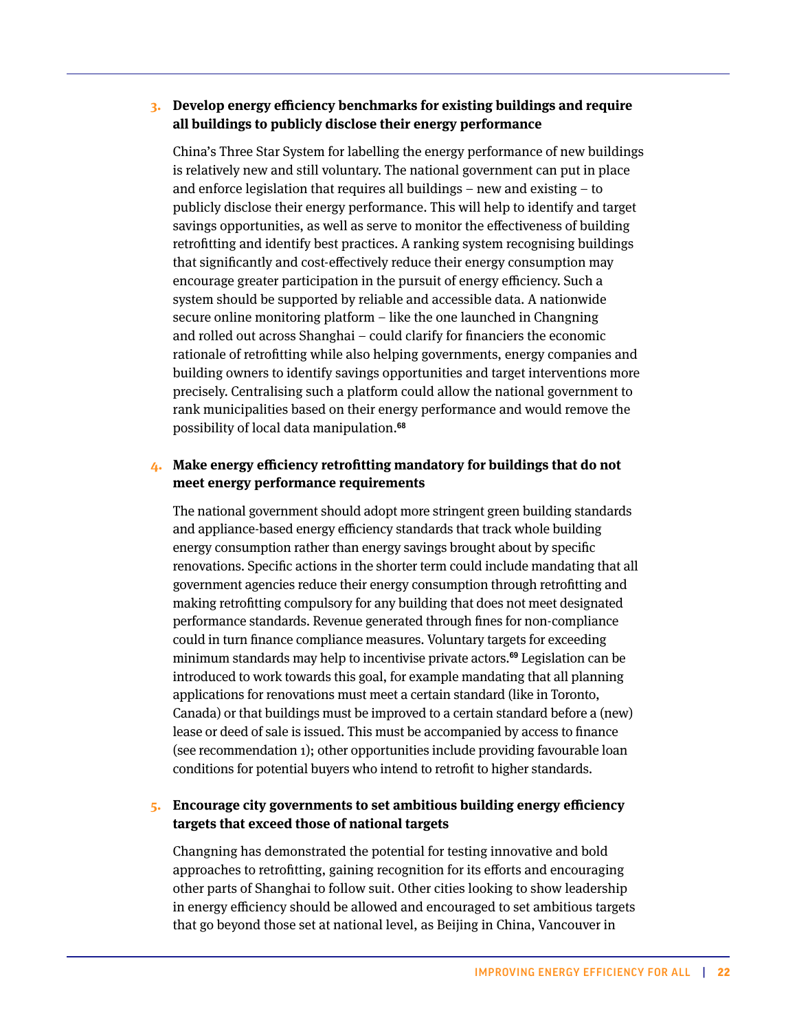3. **Develop energy efficiency benchmarks for existing buildings and require all buildings to publicly disclose their energy performance**

   China's Three Star System for labelling the energy performance of new buildings is relatively new and still voluntary. The national government can put in place and enforce legislation that requires all buildings – new and existing – to publicly disclose their energy performance. This will help to identify and target savings opportunities, as well as serve to monitor the effectiveness of building retrofitting and identify best practices. A ranking system recognising buildings that significantly and cost-effectively reduce their energy consumption may encourage greater participation in the pursuit of energy efficiency. Such a system should be supported by reliable and accessible data. A nationwide secure online monitoring platform – like the one launched in Changning and rolled out across Shanghai – could clarify for financiers the economic rationale of retrofitting while also helping governments, energy companies and building owners to identify savings opportunities and target interventions more precisely. Centralising such a platform could allow the national government to rank municipalities based on their energy performance and would remove the possibility of local data manipulation.[68]

4. **Make energy efficiency retrofitting mandatory for buildings that do not meet energy performance requirements**

   The national government should adopt more stringent green building standards and appliance-based energy efficiency standards that track whole building energy consumption rather than energy savings brought about by specific renovations. Specific actions in the shorter term could include mandating that all government agencies reduce their energy consumption through retrofitting and making retrofitting compulsory for any building that does not meet designated performance standards. Revenue generated through fines for non-compliance could in turn finance compliance measures. Voluntary targets for exceeding minimum standards may help to incentivise private actors.[69] Legislation can be introduced to work towards this goal, for example mandating that all planning applications for renovations must meet a certain standard (like in Toronto, Canada) or that buildings must be improved to a certain standard before a (new) lease or deed of sale is issued. This must be accompanied by access to finance (see recommendation 1); other opportunities include providing favourable loan conditions for potential buyers who intend to retrofit to higher standards.

5. **Encourage city governments to set ambitious building energy efficiency targets that exceed those of national targets**

   Changning has demonstrated the potential for testing innovative and bold approaches to retrofitting, gaining recognition for its efforts and encouraging other parts of Shanghai to follow suit. Other cities looking to show leadership in energy efficiency should be allowed and encouraged to set ambitious targets that go beyond those set at national level, as Beijing in China, Vancouver in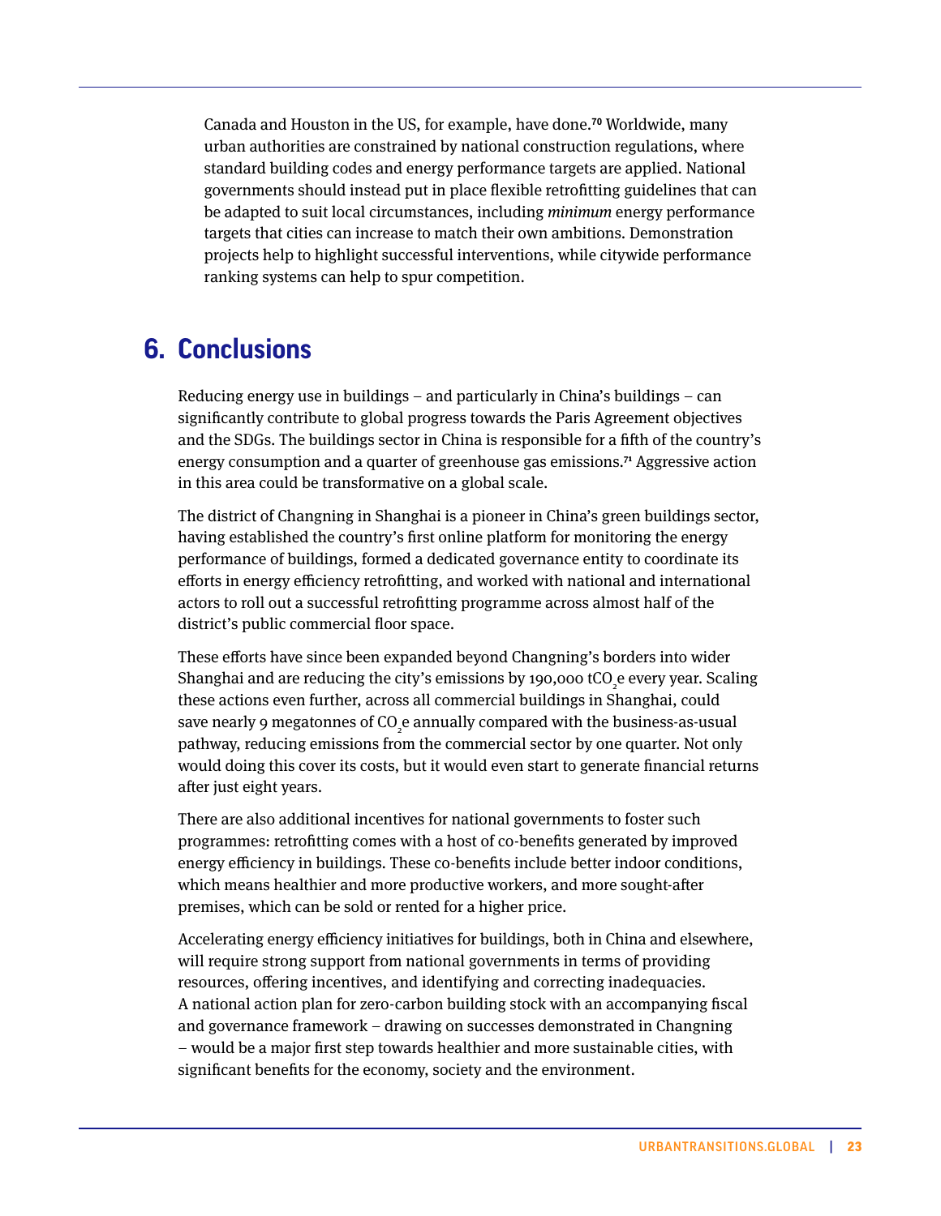Canada and Houston in the US, for example, have done.[70] Worldwide, many urban authorities are constrained by national construction regulations, where standard building codes and energy performance targets are applied. National governments should instead put in place flexible retrofitting guidelines that can be adapted to suit local circumstances, including *minimum* energy performance targets that cities can increase to match their own ambitions. Demonstration projects help to highlight successful interventions, while citywide performance ranking systems can help to spur competition.

## 6. Conclusions

Reducing energy use in buildings – and particularly in China's buildings – can significantly contribute to global progress towards the Paris Agreement objectives and the SDGs. The buildings sector in China is responsible for a fifth of the country's energy consumption and a quarter of greenhouse gas emissions.[71] Aggressive action in this area could be transformative on a global scale.

The district of Changning in Shanghai is a pioneer in China's green buildings sector, having established the country's first online platform for monitoring the energy performance of buildings, formed a dedicated governance entity to coordinate its efforts in energy efficiency retrofitting, and worked with national and international actors to roll out a successful retrofitting programme across almost half of the district's public commercial floor space.

These efforts have since been expanded beyond Changning's borders into wider Shanghai and are reducing the city's emissions by 190,000 $tCO_2e$ every year. Scaling these actions even further, across all commercial buildings in Shanghai, could save nearly 9 megatonnes of $CO_2e$ annually compared with the business-as-usual pathway, reducing emissions from the commercial sector by one quarter. Not only would doing this cover its costs, but it would even start to generate financial returns after just eight years.

There are also additional incentives for national governments to foster such programmes: retrofitting comes with a host of co-benefits generated by improved energy efficiency in buildings. These co-benefits include better indoor conditions, which means healthier and more productive workers, and more sought-after premises, which can be sold or rented for a higher price.

Accelerating energy efficiency initiatives for buildings, both in China and elsewhere, will require strong support from national governments in terms of providing resources, offering incentives, and identifying and correcting inadequacies. A national action plan for zero-carbon building stock with an accompanying fiscal and governance framework – drawing on successes demonstrated in Changning – would be a major first step towards healthier and more sustainable cities, with significant benefits for the economy, society and the environment.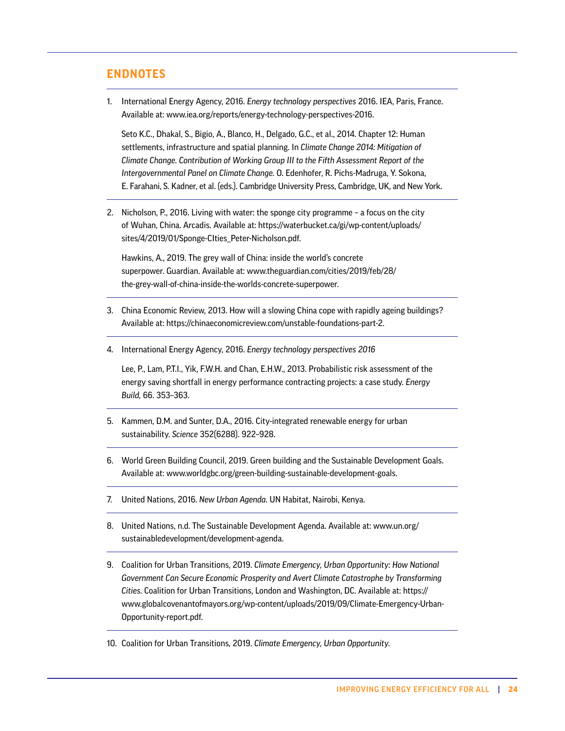## ENDNOTES

1. International Energy Agency, 2016. *Energy technology perspectives* 2016. IEA, Paris, France. Available at: www.iea.org/reports/energy-technology-perspectives-2016.

   Seto K.C., Dhakal, S., Bigio, A., Blanco, H., Delgado, G.C., et al., 2014. Chapter 12: Human settlements, infrastructure and spatial planning. In *Climate Change 2014: Mitigation of Climate Change. Contribution of Working Group III to the Fifth Assessment Report of the Intergovernmental Panel on Climate Change.* O. Edenhofer, R. Pichs-Madruga, Y. Sokona, E. Farahani, S. Kadner, et al. (eds.). Cambridge University Press, Cambridge, UK, and New York.

2. Nicholson, P., 2016. Living with water: the sponge city programme – a focus on the city of Wuhan, China. Arcadis. Available at: https://waterbucket.ca/gi/wp-content/uploads/sites/4/2019/01/Sponge-CIties_Peter-Nicholson.pdf.

   Hawkins, A., 2019. The grey wall of China: inside the world's concrete superpower. Guardian. Available at: www.theguardian.com/cities/2019/feb/28/the-grey-wall-of-china-inside-the-worlds-concrete-superpower.

3. China Economic Review, 2013. How will a slowing China cope with rapidly ageing buildings? Available at: https://chinaeconomicreview.com/unstable-foundations-part-2.

4. International Energy Agency, 2016. *Energy technology perspectives 2016*

   Lee, P., Lam, P.T.I., Yik, F.W.H. and Chan, E.H.W., 2013. Probabilistic risk assessment of the energy saving shortfall in energy performance contracting projects: a case study. *Energy Build,* 66. 353–363.

5. Kammen, D.M. and Sunter, D.A., 2016. City-integrated renewable energy for urban sustainability. *Science* 352(6288). 922–928.

6. World Green Building Council, 2019. Green building and the Sustainable Development Goals. Available at: www.worldgbc.org/green-building-sustainable-development-goals.

7. United Nations, 2016. *New Urban Agenda.* UN Habitat, Nairobi, Kenya.

8. United Nations, n.d. The Sustainable Development Agenda. Available at: www.un.org/sustainabledevelopment/development-agenda.

9. Coalition for Urban Transitions, 2019. *Climate Emergency, Urban Opportunity: How National Government Can Secure Economic Prosperity and Avert Climate Catastrophe by Transforming Cities.* Coalition for Urban Transitions, London and Washington, DC. Available at: https://www.globalcovenantofmayors.org/wp-content/uploads/2019/09/Climate-Emergency-Urban-Opportunity-report.pdf.

10. Coalition for Urban Transitions, 2019. *Climate Emergency, Urban Opportunity.*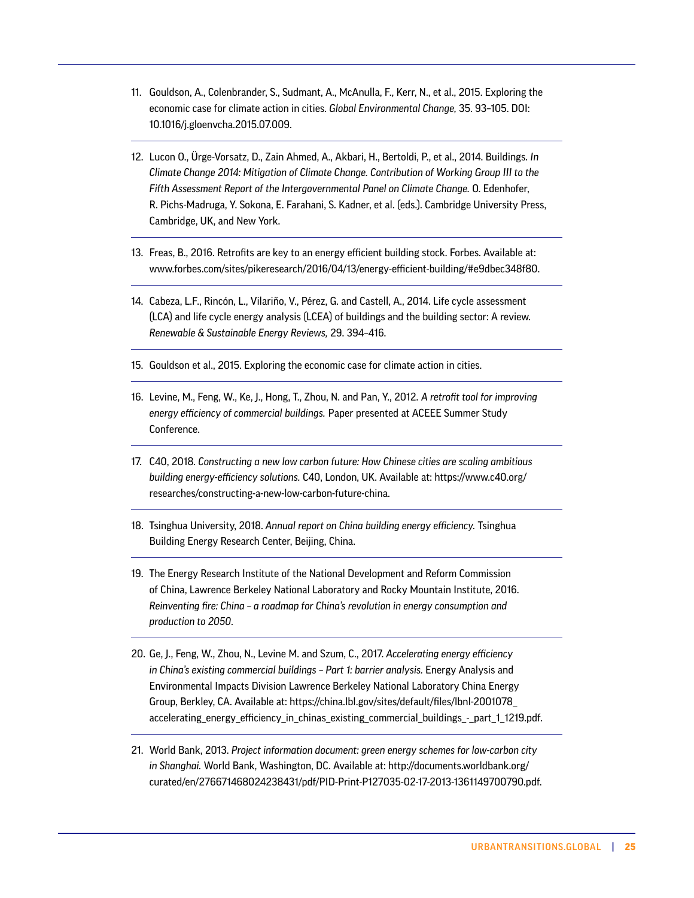11. Gouldson, A., Colenbrander, S., Sudmant, A., McAnulla, F., Kerr, N., et al., 2015. Exploring the economic case for climate action in cities. *Global Environmental Change,* 35. 93–105. DOI: 10.1016/j.gloenvcha.2015.07.009.

12. Lucon O., Ürge-Vorsatz, D., Zain Ahmed, A., Akbari, H., Bertoldi, P., et al., 2014. Buildings. *In Climate Change 2014: Mitigation of Climate Change. Contribution of Working Group III to the Fifth Assessment Report of the Intergovernmental Panel on Climate Change.* O. Edenhofer, R. Pichs-Madruga, Y. Sokona, E. Farahani, S. Kadner, et al. (eds.). Cambridge University Press, Cambridge, UK, and New York.

13. Freas, B., 2016. Retrofits are key to an energy efficient building stock. Forbes. Available at: www.forbes.com/sites/pikeresearch/2016/04/13/energy-efficient-building/#e9dbec348f80.

14. Cabeza, L.F., Rincón, L., Vilariño, V., Pérez, G. and Castell, A., 2014. Life cycle assessment (LCA) and life cycle energy analysis (LCEA) of buildings and the building sector: A review. *Renewable & Sustainable Energy Reviews,* 29. 394–416.

15. Gouldson et al., 2015. Exploring the economic case for climate action in cities.

16. Levine, M., Feng, W., Ke, J., Hong, T., Zhou, N. and Pan, Y., 2012. *A retrofit tool for improving energy efficiency of commercial buildings.* Paper presented at ACEEE Summer Study Conference.

17. C40, 2018. *Constructing a new low carbon future: How Chinese cities are scaling ambitious building energy-efficiency solutions.* C40, London, UK. Available at: https://www.c40.org/researches/constructing-a-new-low-carbon-future-china.

18. Tsinghua University, 2018. *Annual report on China building energy efficiency.* Tsinghua Building Energy Research Center, Beijing, China.

19. The Energy Research Institute of the National Development and Reform Commission of China, Lawrence Berkeley National Laboratory and Rocky Mountain Institute, 2016. *Reinventing fire: China – a roadmap for China's revolution in energy consumption and production to 2050*.

20. Ge, J., Feng, W., Zhou, N., Levine M. and Szum, C., 2017. *Accelerating energy efficiency in China's existing commercial buildings – Part 1: barrier analysis.* Energy Analysis and Environmental Impacts Division Lawrence Berkeley National Laboratory China Energy Group, Berkley, CA. Available at: https://china.lbl.gov/sites/default/files/lbnl-2001078_accelerating_energy_efficiency_in_chinas_existing_commercial_buildings_-_part_1_1219.pdf.

21. World Bank, 2013. *Project information document: green energy schemes for low-carbon city in Shanghai.* World Bank, Washington, DC. Available at: http://documents.worldbank.org/curated/en/276671468024238431/pdf/PID-Print-P127035-02-17-2013-1361149700790.pdf.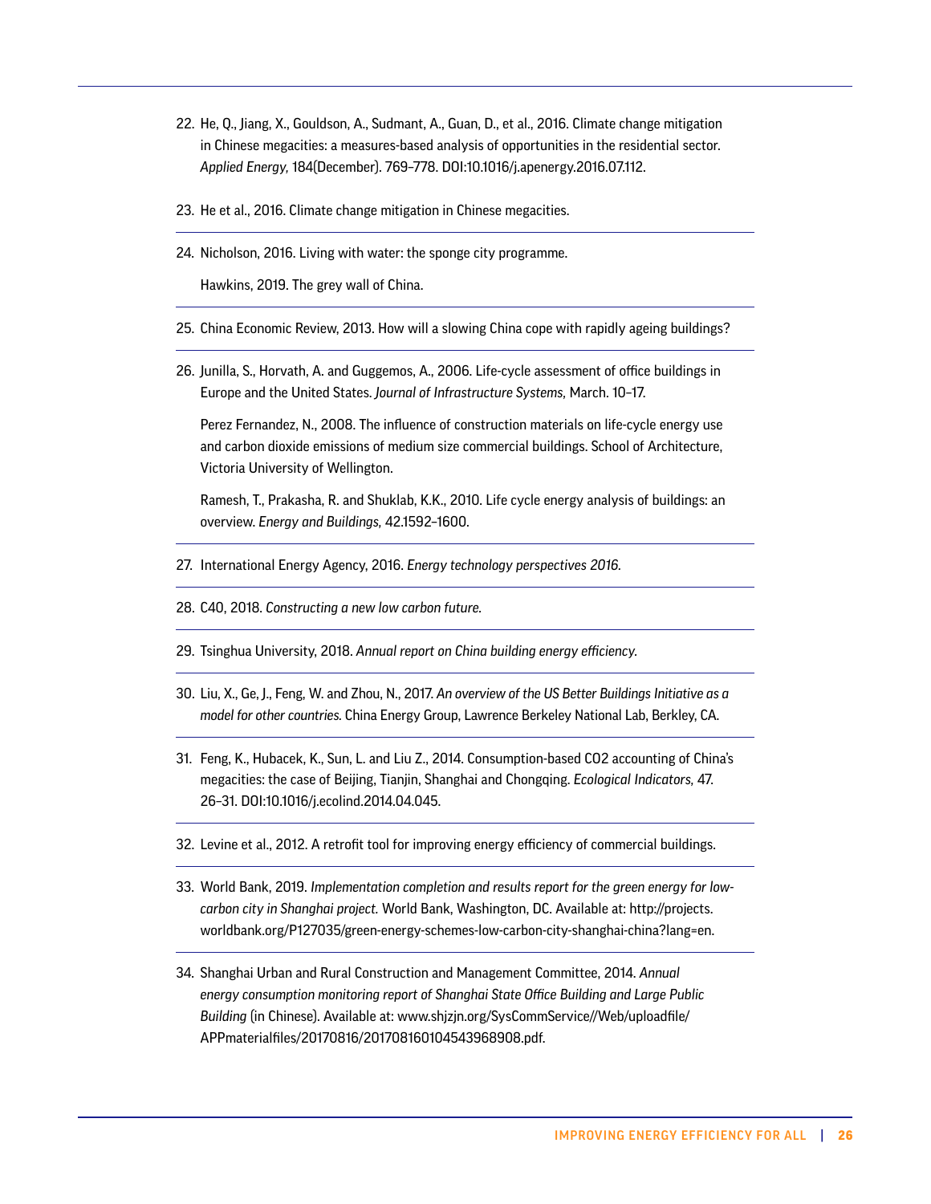22. He, Q., Jiang, X., Gouldson, A., Sudmant, A., Guan, D., et al., 2016. Climate change mitigation in Chinese megacities: a measures-based analysis of opportunities in the residential sector. *Applied Energy,* 184(December). 769–778. DOI:10.1016/j.apenergy.2016.07.112.

23. He et al., 2016. Climate change mitigation in Chinese megacities.

24. Nicholson, 2016. Living with water: the sponge city programme.

    Hawkins, 2019. The grey wall of China.

25. China Economic Review, 2013. How will a slowing China cope with rapidly ageing buildings?

26. Junilla, S., Horvath, A. and Guggemos, A., 2006. Life-cycle assessment of office buildings in Europe and the United States. *Journal of Infrastructure Systems,* March. 10–17.

    Perez Fernandez, N., 2008. The influence of construction materials on life-cycle energy use and carbon dioxide emissions of medium size commercial buildings. School of Architecture, Victoria University of Wellington.

    Ramesh, T., Prakasha, R. and Shuklab, K.K., 2010. Life cycle energy analysis of buildings: an overview. *Energy and Buildings,* 42.1592–1600.

27. International Energy Agency, 2016. *Energy technology perspectives 2016.*

28. C40, 2018. *Constructing a new low carbon future.*

29. Tsinghua University, 2018. *Annual report on China building energy efficiency.*

30. Liu, X., Ge, J., Feng, W. and Zhou, N., 2017. *An overview of the US Better Buildings Initiative as a model for other countries.* China Energy Group, Lawrence Berkeley National Lab, Berkley, CA.

31. Feng, K., Hubacek, K., Sun, L. and Liu Z., 2014. Consumption-based $CO_2$ accounting of China's megacities: the case of Beijing, Tianjin, Shanghai and Chongqing. *Ecological Indicators,* 47. 26–31. DOI:10.1016/j.ecolind.2014.04.045.

32. Levine et al., 2012. A retrofit tool for improving energy efficiency of commercial buildings.

33. World Bank, 2019. *Implementation completion and results report for the green energy for low-carbon city in Shanghai project.* World Bank, Washington, DC. Available at: http://projects.worldbank.org/P127035/green-energy-schemes-low-carbon-city-shanghai-china?lang=en.

34. Shanghai Urban and Rural Construction and Management Committee, 2014. *Annual energy consumption monitoring report of Shanghai State Office Building and Large Public Building* (in Chinese). Available at: www.shjzjn.org/SysCommService//Web/uploadfile/APPmaterialfiles/20170816/20170816010454396890​8.pdf.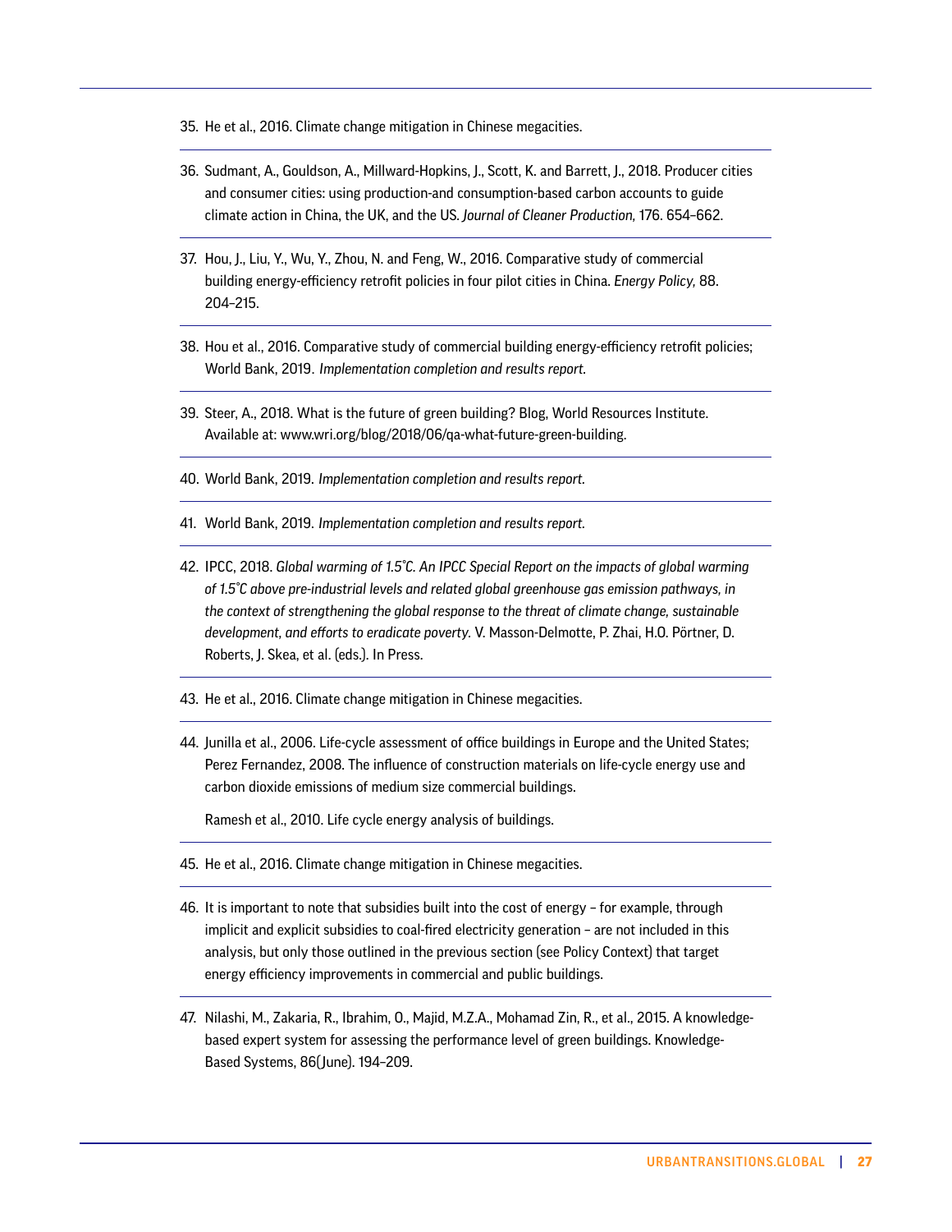35. He et al., 2016. Climate change mitigation in Chinese megacities.

36. Sudmant, A., Gouldson, A., Millward-Hopkins, J., Scott, K. and Barrett, J., 2018. Producer cities and consumer cities: using production-and consumption-based carbon accounts to guide climate action in China, the UK, and the US. *Journal of Cleaner Production,* 176. 654–662.

37. Hou, J., Liu, Y., Wu, Y., Zhou, N. and Feng, W., 2016. Comparative study of commercial building energy-efficiency retrofit policies in four pilot cities in China. *Energy Policy,* 88. 204–215.

38. Hou et al., 2016. Comparative study of commercial building energy-efficiency retrofit policies; World Bank, 2019. *Implementation completion and results report.*

39. Steer, A., 2018. What is the future of green building? Blog, World Resources Institute. Available at: www.wri.org/blog/2018/06/qa-what-future-green-building.

40. World Bank, 2019. *Implementation completion and results report.*

41. World Bank, 2019. *Implementation completion and results report.*

42. IPCC, 2018. *Global warming of 1.5°C. An IPCC Special Report on the impacts of global warming of 1.5°C above pre-industrial levels and related global greenhouse gas emission pathways, in the context of strengthening the global response to the threat of climate change, sustainable development, and efforts to eradicate poverty.* V. Masson-Delmotte, P. Zhai, H.O. Pörtner, D. Roberts, J. Skea, et al. (eds.). In Press.

43. He et al., 2016. Climate change mitigation in Chinese megacities.

44. Junilla et al., 2006. Life-cycle assessment of office buildings in Europe and the United States; Perez Fernandez, 2008. The influence of construction materials on life-cycle energy use and carbon dioxide emissions of medium size commercial buildings.

    Ramesh et al., 2010. Life cycle energy analysis of buildings.

45. He et al., 2016. Climate change mitigation in Chinese megacities.

46. It is important to note that subsidies built into the cost of energy – for example, through implicit and explicit subsidies to coal-fired electricity generation – are not included in this analysis, but only those outlined in the previous section (see Policy Context) that target energy efficiency improvements in commercial and public buildings.

47. Nilashi, M., Zakaria, R., Ibrahim, O., Majid, M.Z.A., Mohamad Zin, R., et al., 2015. A knowledge-based expert system for assessing the performance level of green buildings. Knowledge-Based Systems, 86(June). 194–209.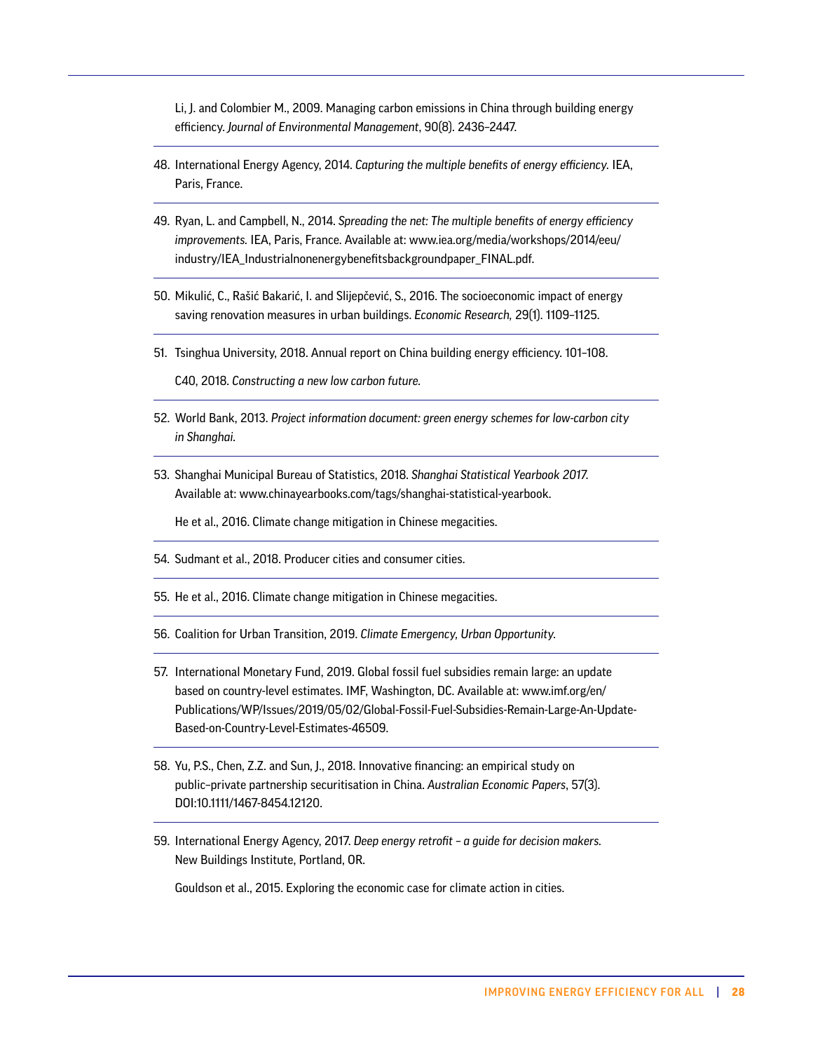Li, J. and Colombier M., 2009. Managing carbon emissions in China through building energy efficiency. *Journal of Environmental Management*, 90(8). 2436–2447.

48. International Energy Agency, 2014. *Capturing the multiple benefits of energy efficiency.* IEA, Paris, France.

49. Ryan, L. and Campbell, N., 2014. *Spreading the net: The multiple benefits of energy efficiency improvements.* IEA, Paris, France. Available at: www.iea.org/media/workshops/2014/eeu/industry/IEA_Industrialnonenergybenefitsbackgroundpaper_FINAL.pdf.

50. Mikulić, C., Rašić Bakarić, I. and Slijepčević, S., 2016. The socioeconomic impact of energy saving renovation measures in urban buildings. *Economic Research,* 29(1). 1109–1125.

51. Tsinghua University, 2018. Annual report on China building energy efficiency. 101–108.

    C40, 2018. *Constructing a new low carbon future.*

52. World Bank, 2013. *Project information document: green energy schemes for low-carbon city in Shanghai.*

53. Shanghai Municipal Bureau of Statistics, 2018. *Shanghai Statistical Yearbook 2017.* Available at: www.chinayearbooks.com/tags/shanghai-statistical-yearbook.

    He et al., 2016. Climate change mitigation in Chinese megacities.

54. Sudmant et al., 2018. Producer cities and consumer cities.

55. He et al., 2016. Climate change mitigation in Chinese megacities.

56. Coalition for Urban Transition, 2019. *Climate Emergency, Urban Opportunity.*

57. International Monetary Fund, 2019. Global fossil fuel subsidies remain large: an update based on country-level estimates. IMF, Washington, DC. Available at: www.imf.org/en/Publications/WP/Issues/2019/05/02/Global-Fossil-Fuel-Subsidies-Remain-Large-An-Update-Based-on-Country-Level-Estimates-46509.

58. Yu, P.S., Chen, Z.Z. and Sun, J., 2018. Innovative financing: an empirical study on public–private partnership securitisation in China. *Australian Economic Papers*, 57(3). DOI:10.1111/1467-8454.12120.

59. International Energy Agency, 2017. *Deep energy retrofit – a guide for decision makers.* New Buildings Institute, Portland, OR.

    Gouldson et al., 2015. Exploring the economic case for climate action in cities.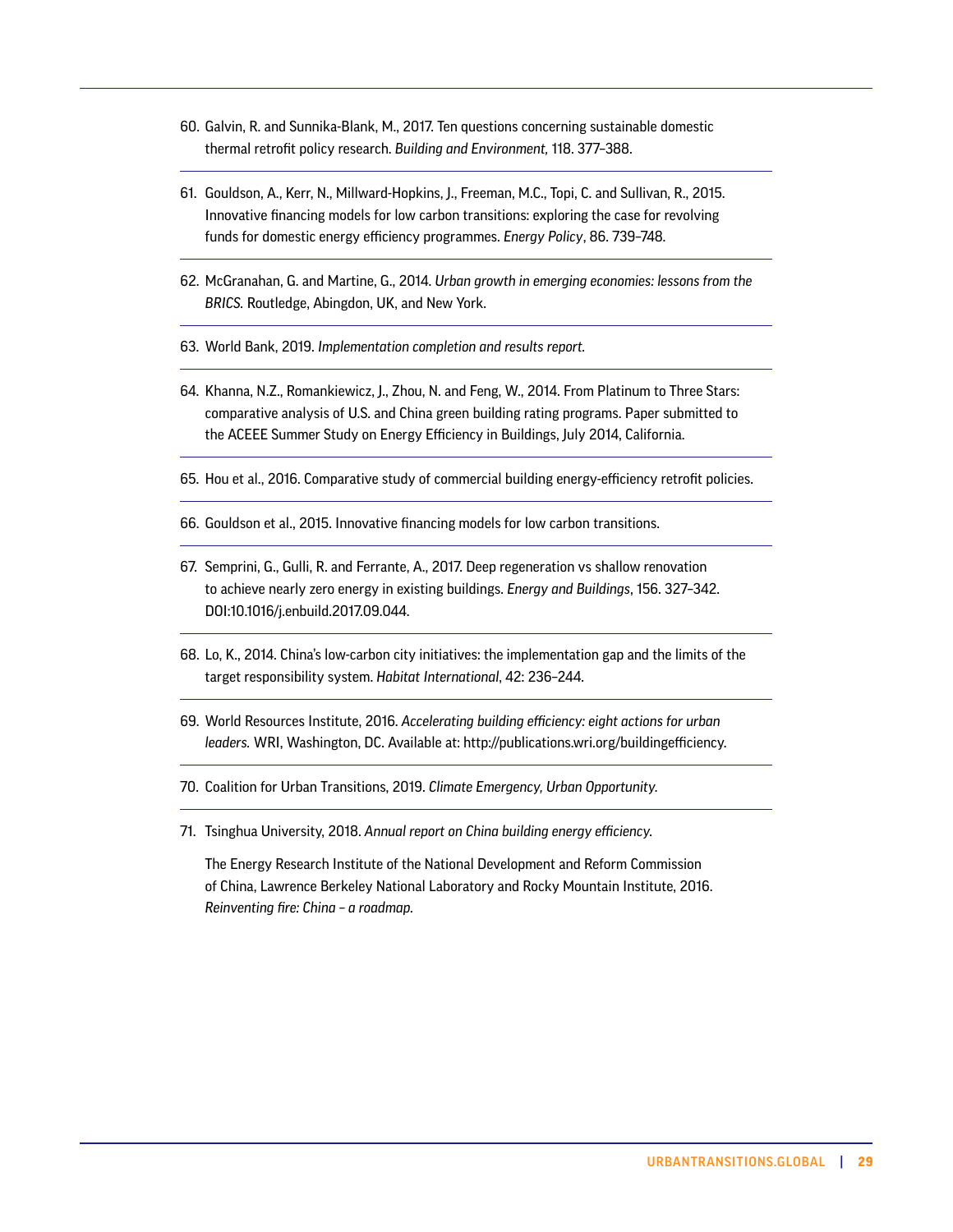60. Galvin, R. and Sunnika-Blank, M., 2017. Ten questions concerning sustainable domestic thermal retrofit policy research. *Building and Environment*, 118. 377–388.

61. Gouldson, A., Kerr, N., Millward-Hopkins, J., Freeman, M.C., Topi, C. and Sullivan, R., 2015. Innovative financing models for low carbon transitions: exploring the case for revolving funds for domestic energy efficiency programmes. *Energy Policy*, 86. 739–748.

62. McGranahan, G. and Martine, G., 2014. *Urban growth in emerging economies: lessons from the BRICS*. Routledge, Abingdon, UK, and New York.

63. World Bank, 2019. *Implementation completion and results report*.

64. Khanna, N.Z., Romankiewicz, J., Zhou, N. and Feng, W., 2014. From Platinum to Three Stars: comparative analysis of U.S. and China green building rating programs. Paper submitted to the ACEEE Summer Study on Energy Efficiency in Buildings, July 2014, California.

65. Hou et al., 2016. Comparative study of commercial building energy-efficiency retrofit policies.

66. Gouldson et al., 2015. Innovative financing models for low carbon transitions.

67. Semprini, G., Gulli, R. and Ferrante, A., 2017. Deep regeneration vs shallow renovation to achieve nearly zero energy in existing buildings. *Energy and Buildings*, 156. 327–342. DOI:10.1016/j.enbuild.2017.09.044.

68. Lo, K., 2014. China's low-carbon city initiatives: the implementation gap and the limits of the target responsibility system. *Habitat International*, 42: 236–244.

69. World Resources Institute, 2016. *Accelerating building efficiency: eight actions for urban leaders*. WRI, Washington, DC. Available at: http://publications.wri.org/buildingefficiency.

70. Coalition for Urban Transitions, 2019. *Climate Emergency, Urban Opportunity*.

71. Tsinghua University, 2018. *Annual report on China building energy efficiency*.

    The Energy Research Institute of the National Development and Reform Commission of China, Lawrence Berkeley National Laboratory and Rocky Mountain Institute, 2016. *Reinventing fire: China – a roadmap*.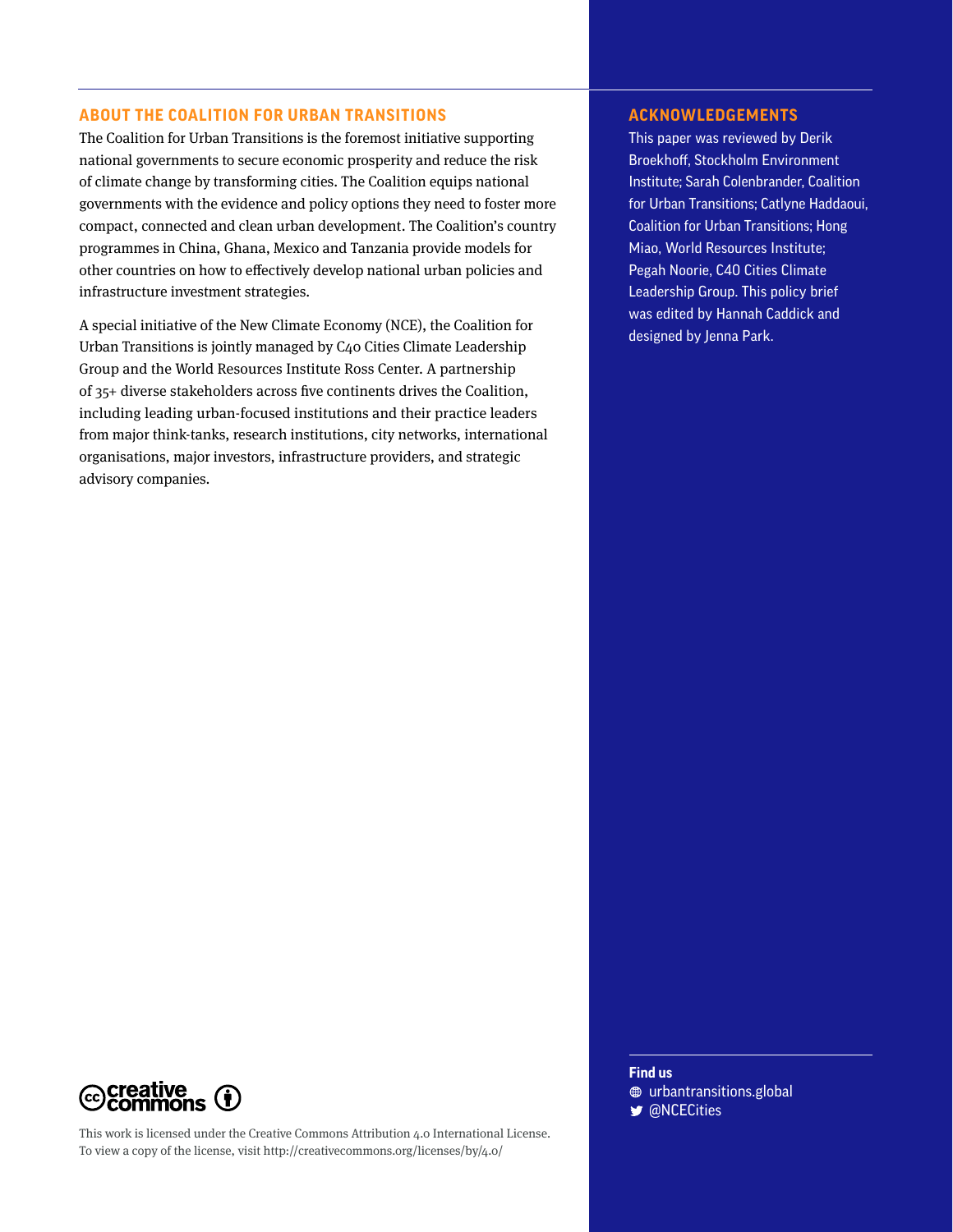## ABOUT THE COALITION FOR URBAN TRANSITIONS

The Coalition for Urban Transitions is the foremost initiative supporting national governments to secure economic prosperity and reduce the risk of climate change by transforming cities. The Coalition equips national governments with the evidence and policy options they need to foster more compact, connected and clean urban development. The Coalition's country programmes in China, Ghana, Mexico and Tanzania provide models for other countries on how to effectively develop national urban policies and infrastructure investment strategies.

A special initiative of the New Climate Economy (NCE), the Coalition for Urban Transitions is jointly managed by C40 Cities Climate Leadership Group and the World Resources Institute Ross Center. A partnership of 35+ diverse stakeholders across five continents drives the Coalition, including leading urban-focused institutions and their practice leaders from major think-tanks, research institutions, city networks, international organisations, major investors, infrastructure providers, and strategic advisory companies.

creative commons

This work is licensed under the Creative Commons Attribution 4.0 International License. To view a copy of the license, visit http://creativecommons.org/licenses/by/4.0/

## ACKNOWLEDGEMENTS

This paper was reviewed by Derik Broekhoff, Stockholm Environment Institute; Sarah Colenbrander, Coalition for Urban Transitions; Catlyne Haddaoui, Coalition for Urban Transitions; Hong Miao, World Resources Institute; Pegah Noorie, C40 Cities Climate Leadership Group. This policy brief was edited by Hannah Caddick and designed by Jenna Park.

**Find us**

urbantransitions.global

@NCECities